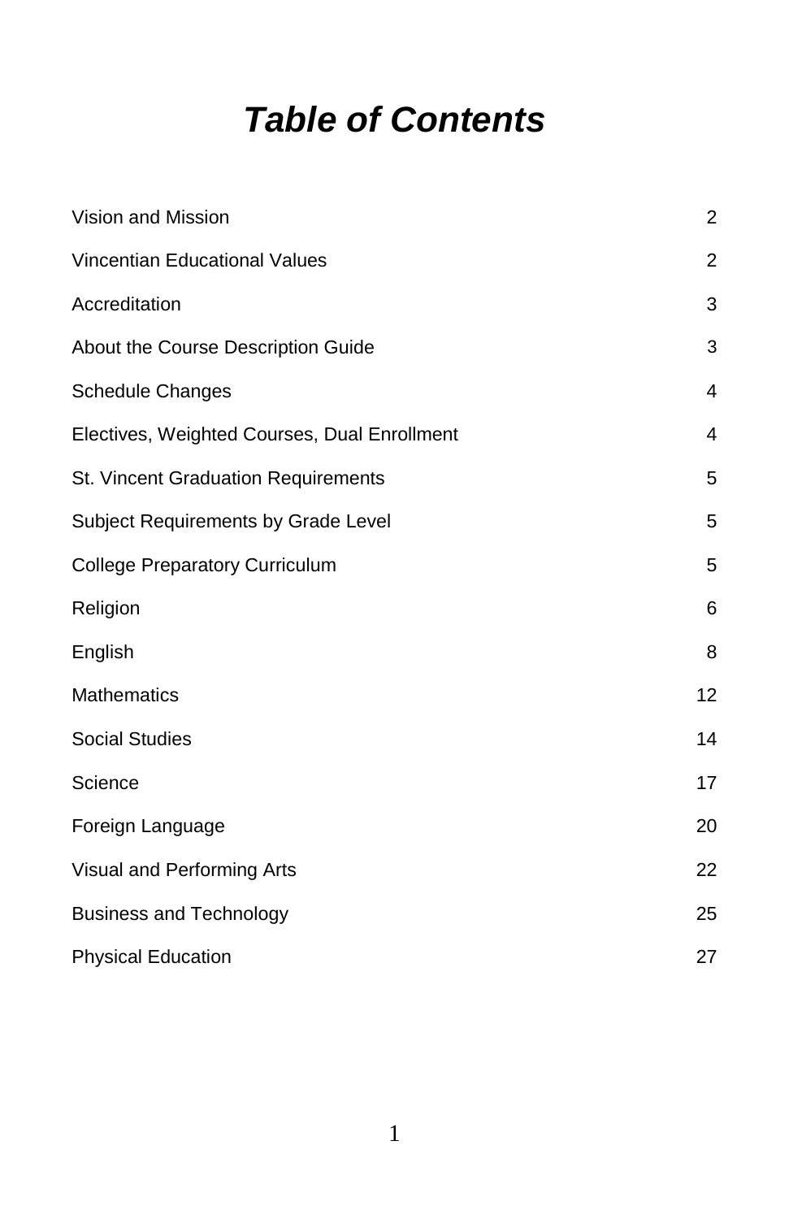# ***Table of Contents***

| | |
|---|---|
| Vision and Mission | 2 |
| Vincentian Educational Values | 2 |
| Accreditation | 3 |
| About the Course Description Guide | 3 |
| Schedule Changes | 4 |
| Electives, Weighted Courses, Dual Enrollment | 4 |
| St. Vincent Graduation Requirements | 5 |
| Subject Requirements by Grade Level | 5 |
| College Preparatory Curriculum | 5 |
| Religion | 6 |
| English | 8 |
| Mathematics | 12 |
| Social Studies | 14 |
| Science | 17 |
| Foreign Language | 20 |
| Visual and Performing Arts | 22 |
| Business and Technology | 25 |
| Physical Education | 27 |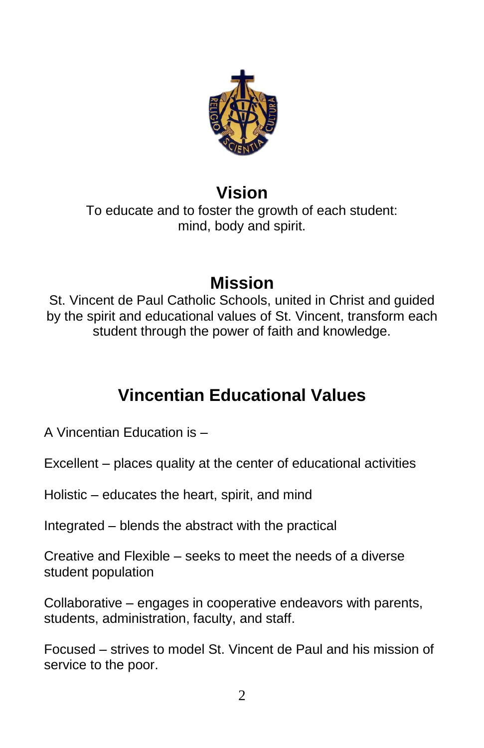## Vision

To educate and to foster the growth of each student: mind, body and spirit.

## Mission

St. Vincent de Paul Catholic Schools, united in Christ and guided by the spirit and educational values of St. Vincent, transform each student through the power of faith and knowledge.

## Vincentian Educational Values

A Vincentian Education is –

Excellent – places quality at the center of educational activities

Holistic – educates the heart, spirit, and mind

Integrated – blends the abstract with the practical

Creative and Flexible – seeks to meet the needs of a diverse student population

Collaborative – engages in cooperative endeavors with parents, students, administration, faculty, and staff.

Focused – strives to model St. Vincent de Paul and his mission of service to the poor.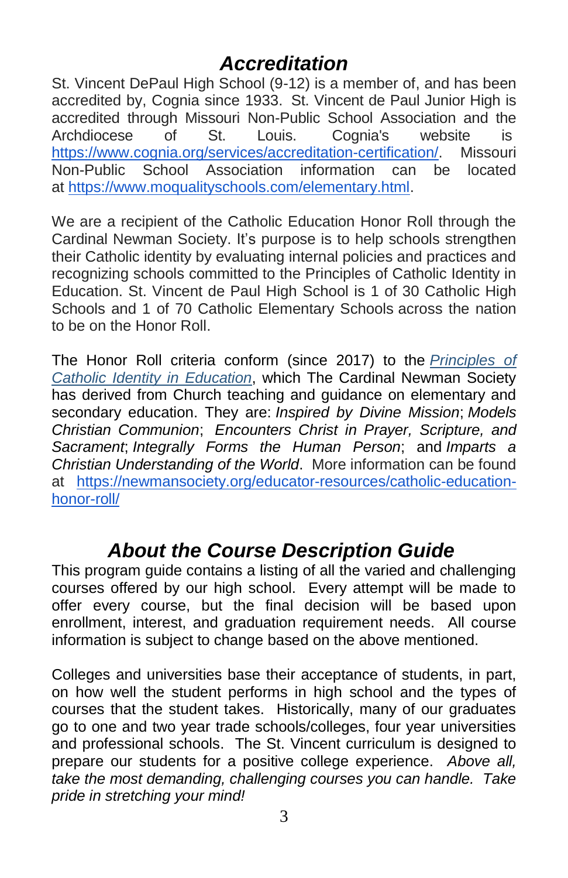## *Accreditation*

St. Vincent DePaul High School (9-12) is a member of, and has been accredited by, Cognia since 1933. St. Vincent de Paul Junior High is accredited through Missouri Non-Public School Association and the Archdiocese of St. Louis. Cognia's website is https://www.cognia.org/services/accreditation-certification/. Missouri Non-Public School Association information can be located at https://www.moqualityschools.com/elementary.html.

We are a recipient of the Catholic Education Honor Roll through the Cardinal Newman Society. It's purpose is to help schools strengthen their Catholic identity by evaluating internal policies and practices and recognizing schools committed to the Principles of Catholic Identity in Education. St. Vincent de Paul High School is 1 of 30 Catholic High Schools and 1 of 70 Catholic Elementary Schools across the nation to be on the Honor Roll.

The Honor Roll criteria conform (since 2017) to the *Principles of Catholic Identity in Education*, which The Cardinal Newman Society has derived from Church teaching and guidance on elementary and secondary education. They are: *Inspired by Divine Mission*; *Models Christian Communion*; *Encounters Christ in Prayer, Scripture, and Sacrament*; *Integrally Forms the Human Person*; and *Imparts a Christian Understanding of the World*. More information can be found at https://newmansociety.org/educator-resources/catholic-education-honor-roll/

## *About the Course Description Guide*

This program guide contains a listing of all the varied and challenging courses offered by our high school. Every attempt will be made to offer every course, but the final decision will be based upon enrollment, interest, and graduation requirement needs. All course information is subject to change based on the above mentioned.

Colleges and universities base their acceptance of students, in part, on how well the student performs in high school and the types of courses that the student takes. Historically, many of our graduates go to one and two year trade schools/colleges, four year universities and professional schools. The St. Vincent curriculum is designed to prepare our students for a positive college experience. *Above all, take the most demanding, challenging courses you can handle. Take pride in stretching your mind!*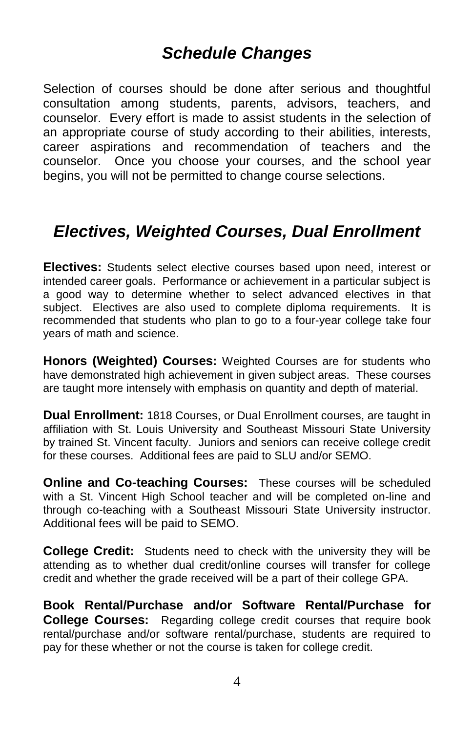## *Schedule Changes*

Selection of courses should be done after serious and thoughtful consultation among students, parents, advisors, teachers, and counselor. Every effort is made to assist students in the selection of an appropriate course of study according to their abilities, interests, career aspirations and recommendation of teachers and the counselor. Once you choose your courses, and the school year begins, you will not be permitted to change course selections.

## *Electives, Weighted Courses, Dual Enrollment*

**Electives:** Students select elective courses based upon need, interest or intended career goals. Performance or achievement in a particular subject is a good way to determine whether to select advanced electives in that subject. Electives are also used to complete diploma requirements. It is recommended that students who plan to go to a four-year college take four years of math and science.

**Honors (Weighted) Courses:** Weighted Courses are for students who have demonstrated high achievement in given subject areas. These courses are taught more intensely with emphasis on quantity and depth of material.

**Dual Enrollment:** 1818 Courses, or Dual Enrollment courses, are taught in affiliation with St. Louis University and Southeast Missouri State University by trained St. Vincent faculty. Juniors and seniors can receive college credit for these courses. Additional fees are paid to SLU and/or SEMO.

**Online and Co-teaching Courses:** These courses will be scheduled with a St. Vincent High School teacher and will be completed on-line and through co-teaching with a Southeast Missouri State University instructor. Additional fees will be paid to SEMO.

**College Credit:** Students need to check with the university they will be attending as to whether dual credit/online courses will transfer for college credit and whether the grade received will be a part of their college GPA.

**Book Rental/Purchase and/or Software Rental/Purchase for College Courses:** Regarding college credit courses that require book rental/purchase and/or software rental/purchase, students are required to pay for these whether or not the course is taken for college credit.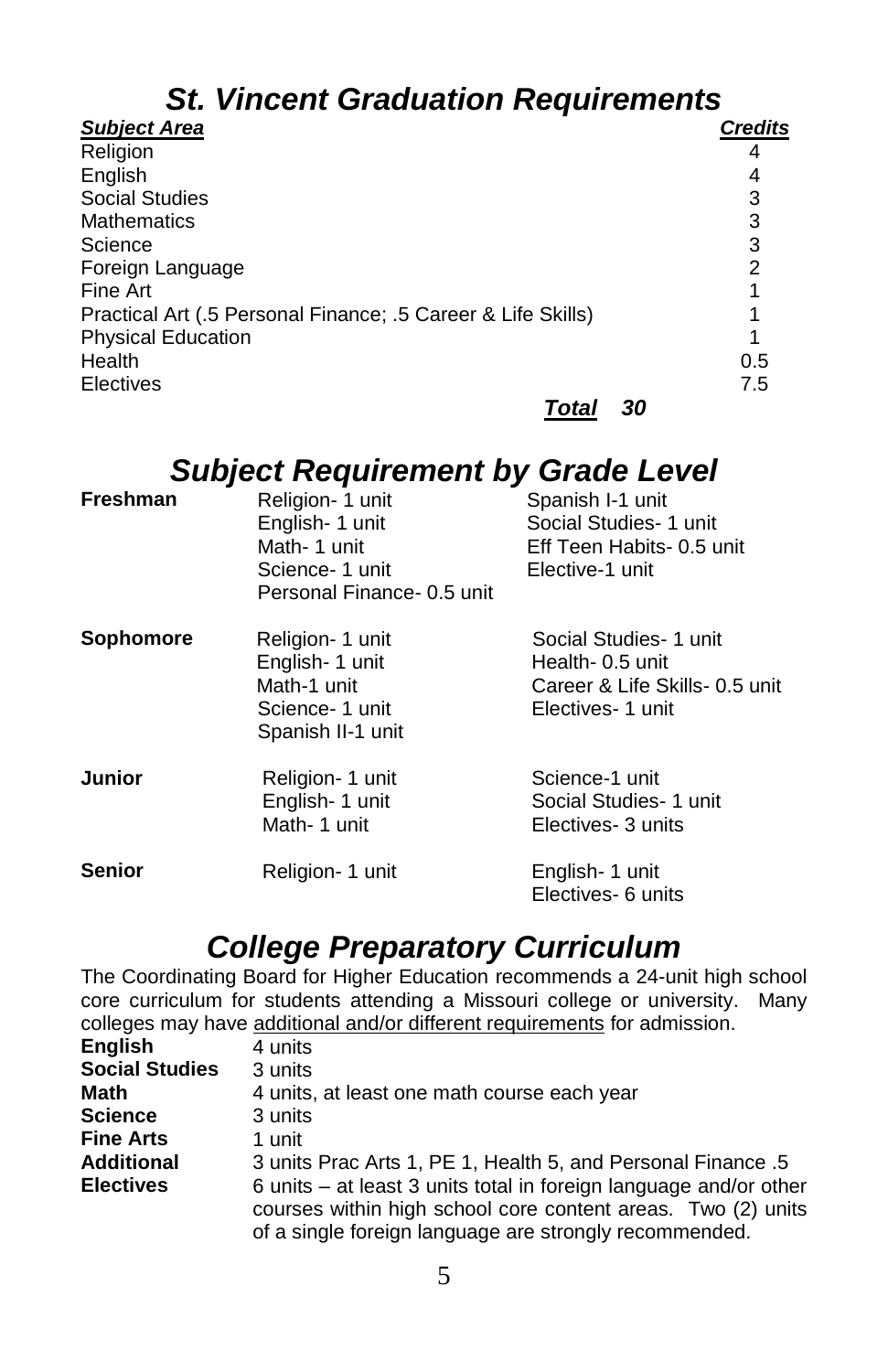# *St. Vincent Graduation Requirements*

| ***Subject Area*** | ***Credits*** |
|---|---|
| Religion | 4 |
| English | 4 |
| Social Studies | 3 |
| Mathematics | 3 |
| Science | 3 |
| Foreign Language | 2 |
| Fine Art | 1 |
| Practical Art (.5 Personal Finance; .5 Career & Life Skills) | 1 |
| Physical Education | 1 |
| Health | 0.5 |
| Electives | 7.5 |
| ***Total*** | ***30*** |

# *Subject Requirement by Grade Level*

| | | |
|---|---|---|
| **Freshman** | Religion- 1 unit<br>English- 1 unit<br>Math- 1 unit<br>Science- 1 unit<br>Personal Finance- 0.5 unit | Spanish I-1 unit<br>Social Studies- 1 unit<br>Eff Teen Habits- 0.5 unit<br>Elective-1 unit |
| **Sophomore** | Religion- 1 unit<br>English- 1 unit<br>Math-1 unit<br>Science- 1 unit<br>Spanish II-1 unit | Social Studies- 1 unit<br>Health- 0.5 unit<br>Career & Life Skills- 0.5 unit<br>Electives- 1 unit |
| **Junior** | Religion- 1 unit<br>English- 1 unit<br>Math- 1 unit | Science-1 unit<br>Social Studies- 1 unit<br>Electives- 3 units |
| **Senior** | Religion- 1 unit | English- 1 unit<br>Electives- 6 units |

# *College Preparatory Curriculum*

The Coordinating Board for Higher Education recommends a 24-unit high school core curriculum for students attending a Missouri college or university. Many colleges may have additional and/or different requirements for admission.

| | |
|---|---|
| **English** | 4 units |
| **Social Studies** | 3 units |
| **Math** | 4 units, at least one math course each year |
| **Science** | 3 units |
| **Fine Arts** | 1 unit |
| **Additional** | 3 units Prac Arts 1, PE 1, Health 5, and Personal Finance .5 |
| **Electives** | 6 units – at least 3 units total in foreign language and/or other courses within high school core content areas. Two (2) units of a single foreign language are strongly recommended. |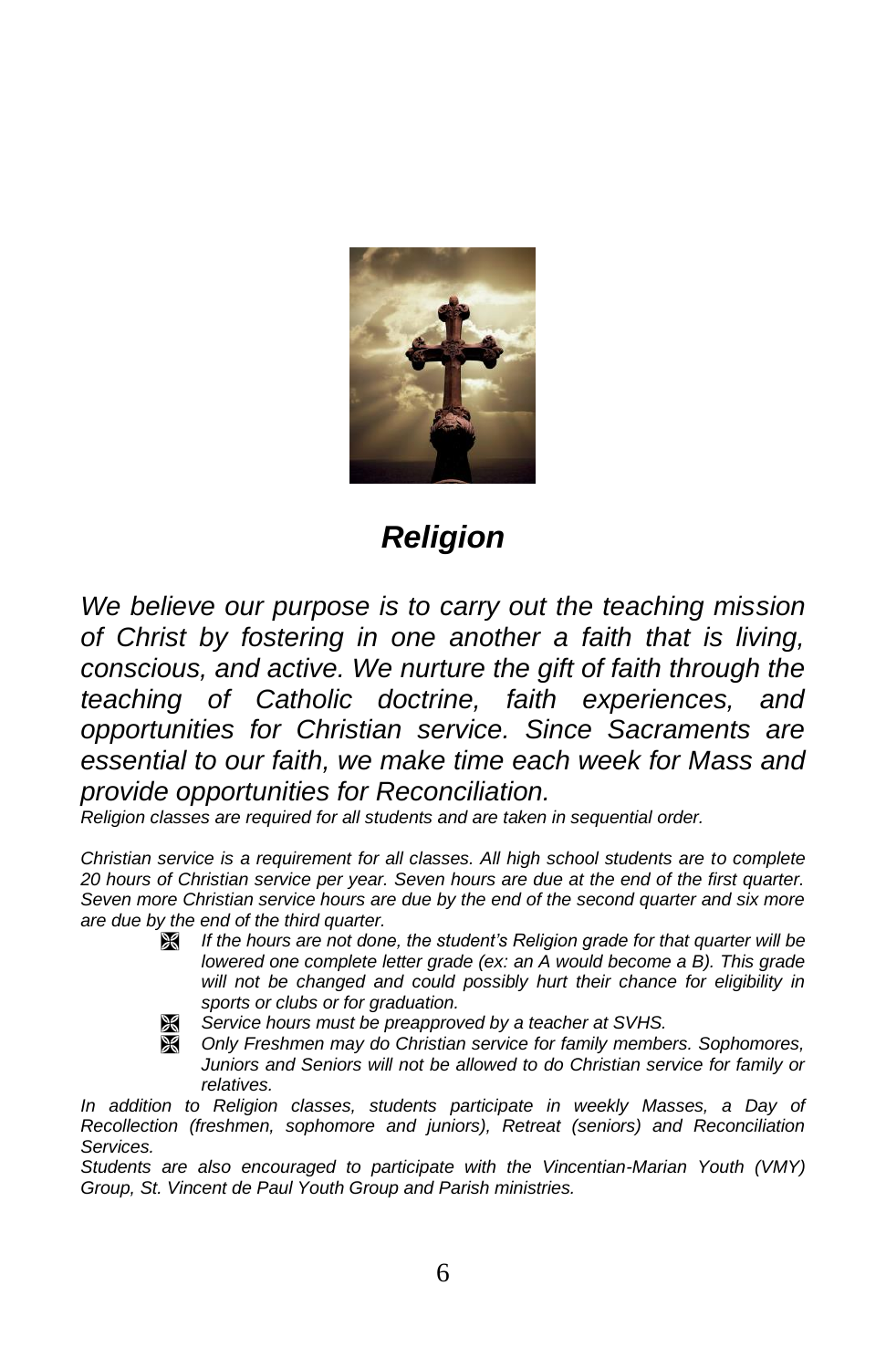# *Religion*

*We believe our purpose is to carry out the teaching mission of Christ by fostering in one another a faith that is living, conscious, and active. We nurture the gift of faith through the teaching of Catholic doctrine, faith experiences, and opportunities for Christian service. Since Sacraments are essential to our faith, we make time each week for Mass and provide opportunities for Reconciliation.*

*Religion classes are required for all students and are taken in sequential order.*

*Christian service is a requirement for all classes. All high school students are to complete 20 hours of Christian service per year. Seven hours are due at the end of the first quarter. Seven more Christian service hours are due by the end of the second quarter and six more are due by the end of the third quarter.*

- *If the hours are not done, the student's Religion grade for that quarter will be lowered one complete letter grade (ex: an A would become a B). This grade will not be changed and could possibly hurt their chance for eligibility in sports or clubs or for graduation.*
- *Service hours must be preapproved by a teacher at SVHS.*
- *Only Freshmen may do Christian service for family members. Sophomores, Juniors and Seniors will not be allowed to do Christian service for family or relatives.*

*In addition to Religion classes, students participate in weekly Masses, a Day of Recollection (freshmen, sophomore and juniors), Retreat (seniors) and Reconciliation Services.*

*Students are also encouraged to participate with the Vincentian-Marian Youth (VMY) Group, St. Vincent de Paul Youth Group and Parish ministries.*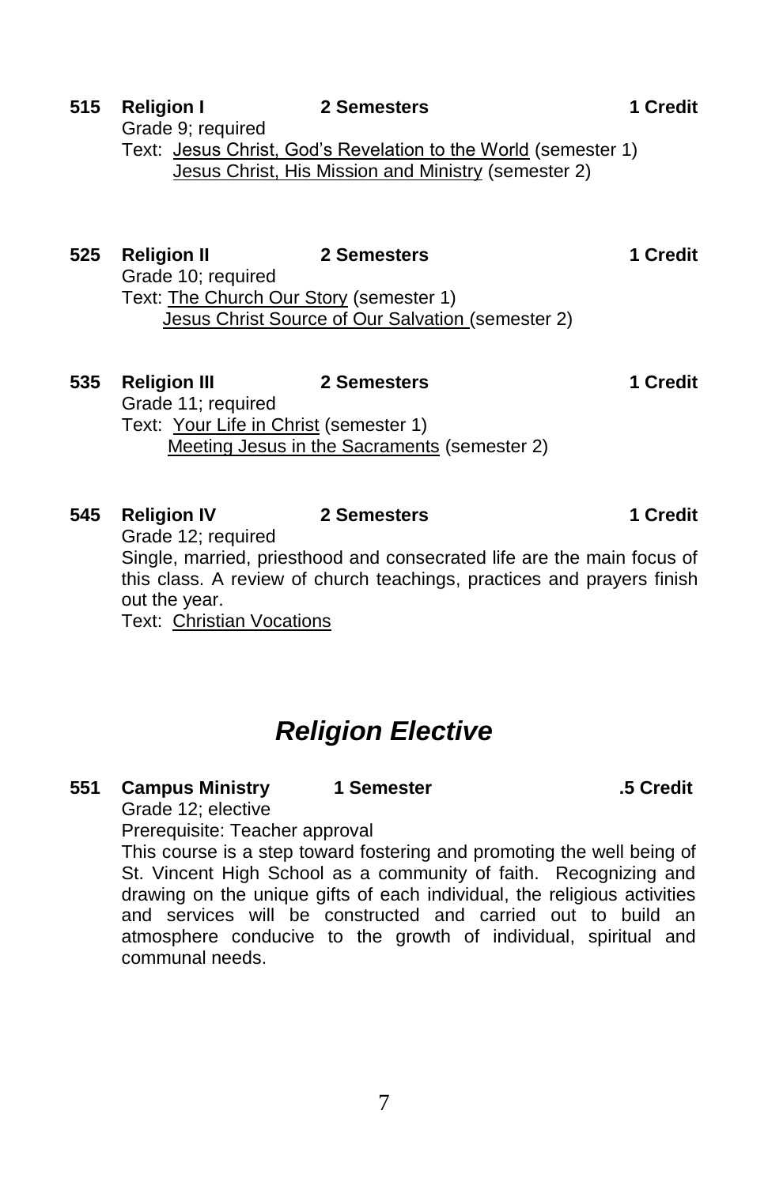**515 Religion I** **2 Semesters** **1 Credit**

Grade 9; required

Text: Jesus Christ, God's Revelation to the World (semester 1)
Jesus Christ, His Mission and Ministry (semester 2)

**525 Religion II** **2 Semesters** **1 Credit**

Grade 10; required

Text: The Church Our Story (semester 1)
Jesus Christ Source of Our Salvation (semester 2)

**535 Religion III** **2 Semesters** **1 Credit**

Grade 11; required

Text: Your Life in Christ (semester 1)
Meeting Jesus in the Sacraments (semester 2)

**545 Religion IV** **2 Semesters** **1 Credit**

Grade 12; required

Single, married, priesthood and consecrated life are the main focus of this class. A review of church teachings, practices and prayers finish out the year.

Text: Christian Vocations

## *Religion Elective*

**551 Campus Ministry** **1 Semester** **.5 Credit**

Grade 12; elective

Prerequisite: Teacher approval

This course is a step toward fostering and promoting the well being of St. Vincent High School as a community of faith. Recognizing and drawing on the unique gifts of each individual, the religious activities and services will be constructed and carried out to build an atmosphere conducive to the growth of individual, spiritual and communal needs.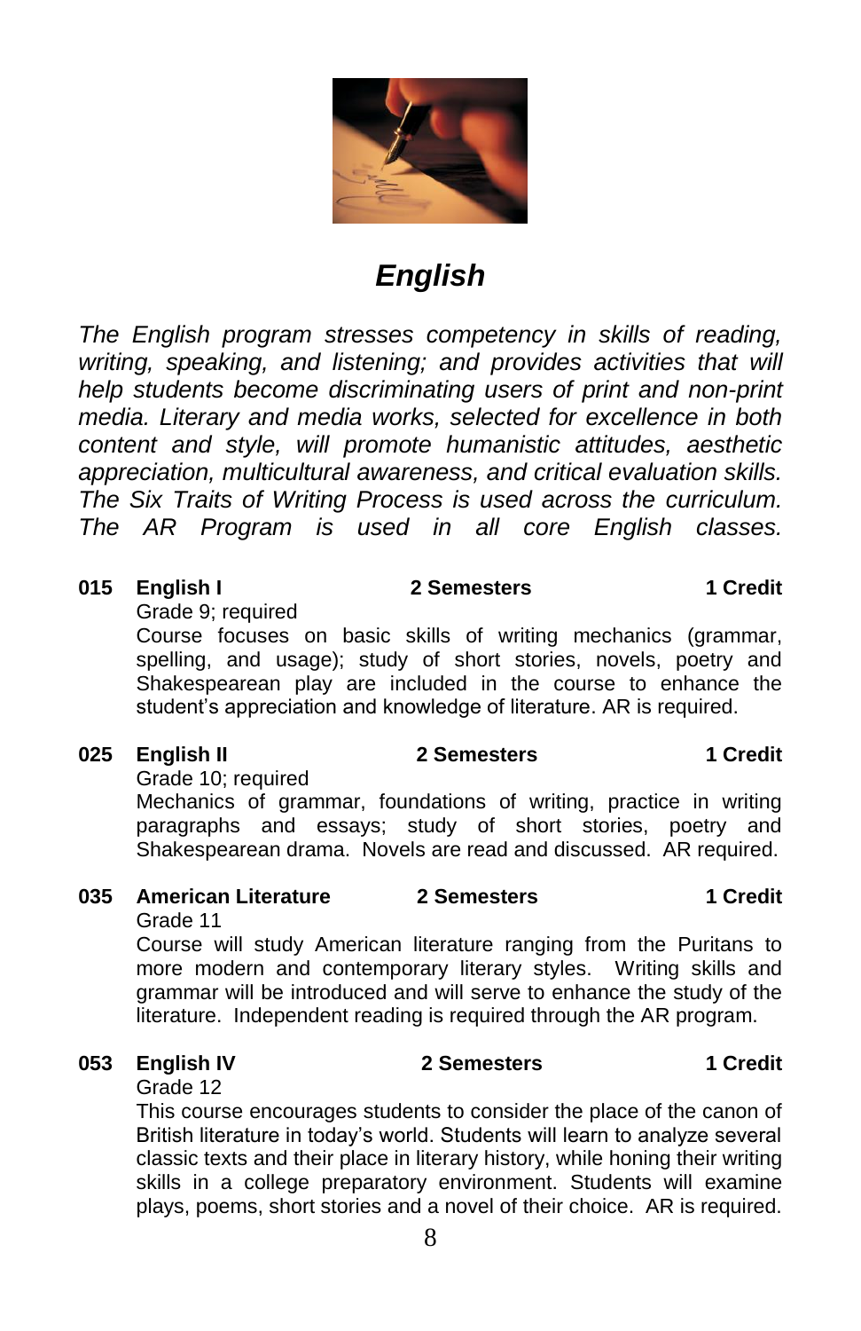# *English*

*The English program stresses competency in skills of reading, writing, speaking, and listening; and provides activities that will help students become discriminating users of print and non-print media. Literary and media works, selected for excellence in both content and style, will promote humanistic attitudes, aesthetic appreciation, multicultural awareness, and critical evaluation skills. The Six Traits of Writing Process is used across the curriculum. The AR Program is used in all core English classes.*

**015 English I — 2 Semesters — 1 Credit**

Grade 9; required

Course focuses on basic skills of writing mechanics (grammar, spelling, and usage); study of short stories, novels, poetry and Shakespearean play are included in the course to enhance the student's appreciation and knowledge of literature. AR is required.

**025 English II — 2 Semesters — 1 Credit**

Grade 10; required

Mechanics of grammar, foundations of writing, practice in writing paragraphs and essays; study of short stories, poetry and Shakespearean drama. Novels are read and discussed. AR required.

**035 American Literature — 2 Semesters — 1 Credit**

Grade 11

Course will study American literature ranging from the Puritans to more modern and contemporary literary styles. Writing skills and grammar will be introduced and will serve to enhance the study of the literature. Independent reading is required through the AR program.

**053 English IV — 2 Semesters — 1 Credit**

Grade 12

This course encourages students to consider the place of the canon of British literature in today's world. Students will learn to analyze several classic texts and their place in literary history, while honing their writing skills in a college preparatory environment. Students will examine plays, poems, short stories and a novel of their choice. AR is required.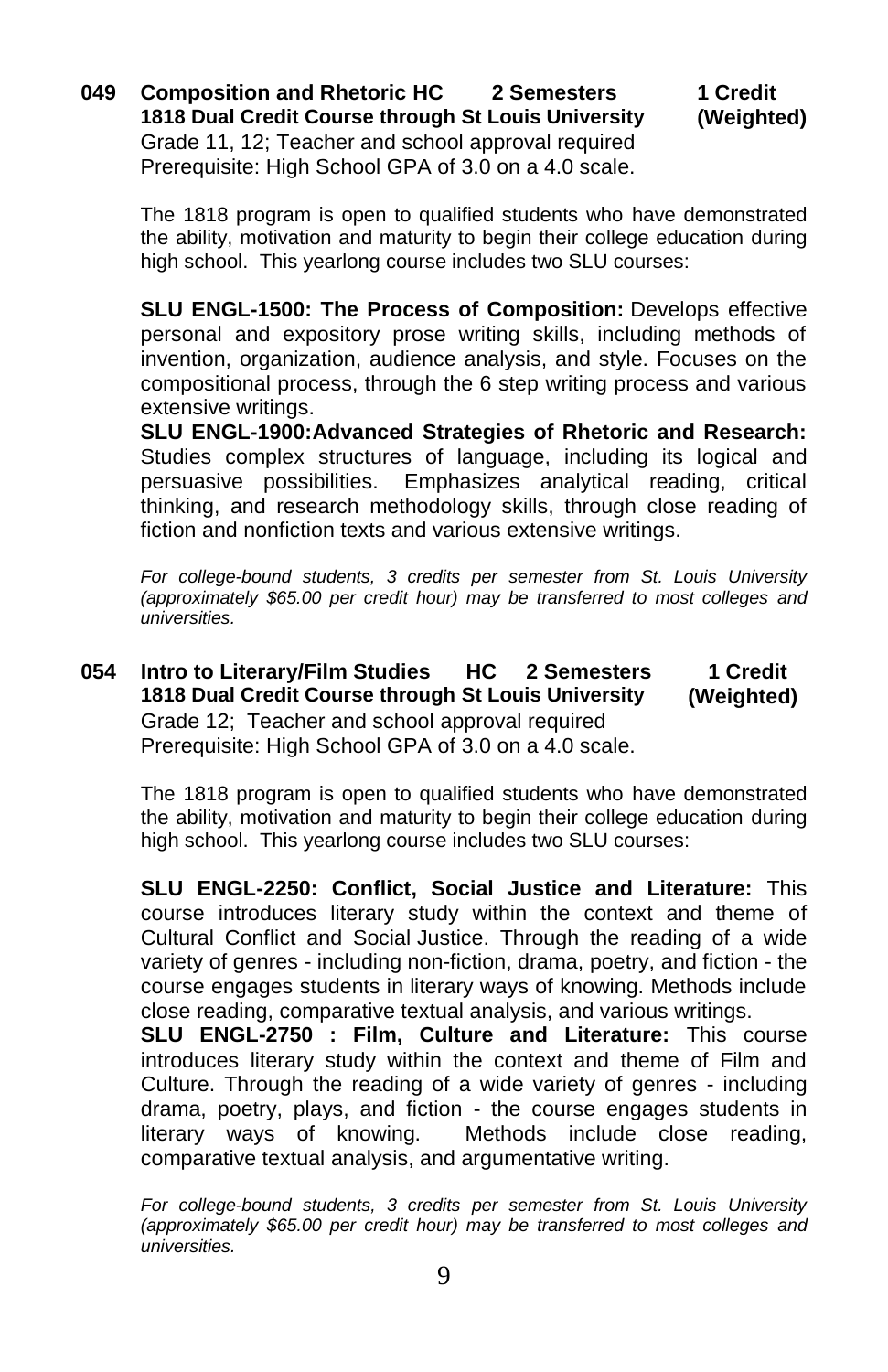**049 Composition and Rhetoric HC 2 Semesters 1 Credit**
**1818 Dual Credit Course through St Louis University (Weighted)**
Grade 11, 12; Teacher and school approval required
Prerequisite: High School GPA of 3.0 on a 4.0 scale.

The 1818 program is open to qualified students who have demonstrated the ability, motivation and maturity to begin their college education during high school. This yearlong course includes two SLU courses:

**SLU ENGL-1500: The Process of Composition:** Develops effective personal and expository prose writing skills, including methods of invention, organization, audience analysis, and style. Focuses on the compositional process, through the 6 step writing process and various extensive writings.
**SLU ENGL-1900:Advanced Strategies of Rhetoric and Research:** Studies complex structures of language, including its logical and persuasive possibilities. Emphasizes analytical reading, critical thinking, and research methodology skills, through close reading of fiction and nonfiction texts and various extensive writings.

*For college-bound students, 3 credits per semester from St. Louis University (approximately $65.00 per credit hour) may be transferred to most colleges and universities.*

**054 Intro to Literary/Film Studies HC 2 Semesters 1 Credit**
**1818 Dual Credit Course through St Louis University (Weighted)**
Grade 12; Teacher and school approval required
Prerequisite: High School GPA of 3.0 on a 4.0 scale.

The 1818 program is open to qualified students who have demonstrated the ability, motivation and maturity to begin their college education during high school. This yearlong course includes two SLU courses:

**SLU ENGL-2250: Conflict, Social Justice and Literature:** This course introduces literary study within the context and theme of Cultural Conflict and Social Justice. Through the reading of a wide variety of genres - including non-fiction, drama, poetry, and fiction - the course engages students in literary ways of knowing. Methods include close reading, comparative textual analysis, and various writings.
**SLU ENGL-2750 : Film, Culture and Literature:** This course introduces literary study within the context and theme of Film and Culture. Through the reading of a wide variety of genres - including drama, poetry, plays, and fiction - the course engages students in literary ways of knowing. Methods include close reading, comparative textual analysis, and argumentative writing.

*For college-bound students, 3 credits per semester from St. Louis University (approximately $65.00 per credit hour) may be transferred to most colleges and universities.*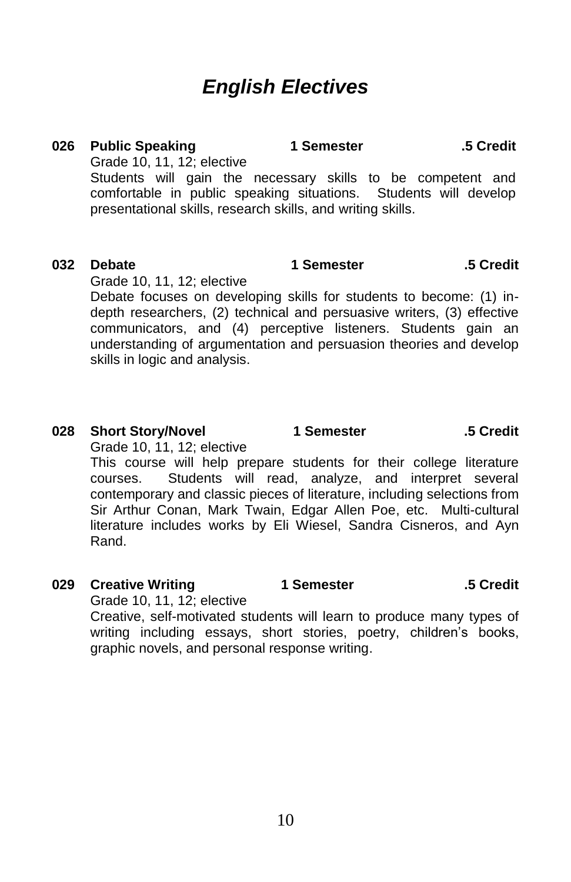# *English Electives*

**026 Public Speaking** **1 Semester** **.5 Credit**

Grade 10, 11, 12; elective

Students will gain the necessary skills to be competent and comfortable in public speaking situations. Students will develop presentational skills, research skills, and writing skills.

**032 Debate** **1 Semester** **.5 Credit**

Grade 10, 11, 12; elective

Debate focuses on developing skills for students to become: (1) in-depth researchers, (2) technical and persuasive writers, (3) effective communicators, and (4) perceptive listeners. Students gain an understanding of argumentation and persuasion theories and develop skills in logic and analysis.

**028 Short Story/Novel** **1 Semester** **.5 Credit**

Grade 10, 11, 12; elective

This course will help prepare students for their college literature courses. Students will read, analyze, and interpret several contemporary and classic pieces of literature, including selections from Sir Arthur Conan, Mark Twain, Edgar Allen Poe, etc. Multi-cultural literature includes works by Eli Wiesel, Sandra Cisneros, and Ayn Rand.

**029 Creative Writing** **1 Semester** **.5 Credit**

Grade 10, 11, 12; elective

Creative, self-motivated students will learn to produce many types of writing including essays, short stories, poetry, children's books, graphic novels, and personal response writing.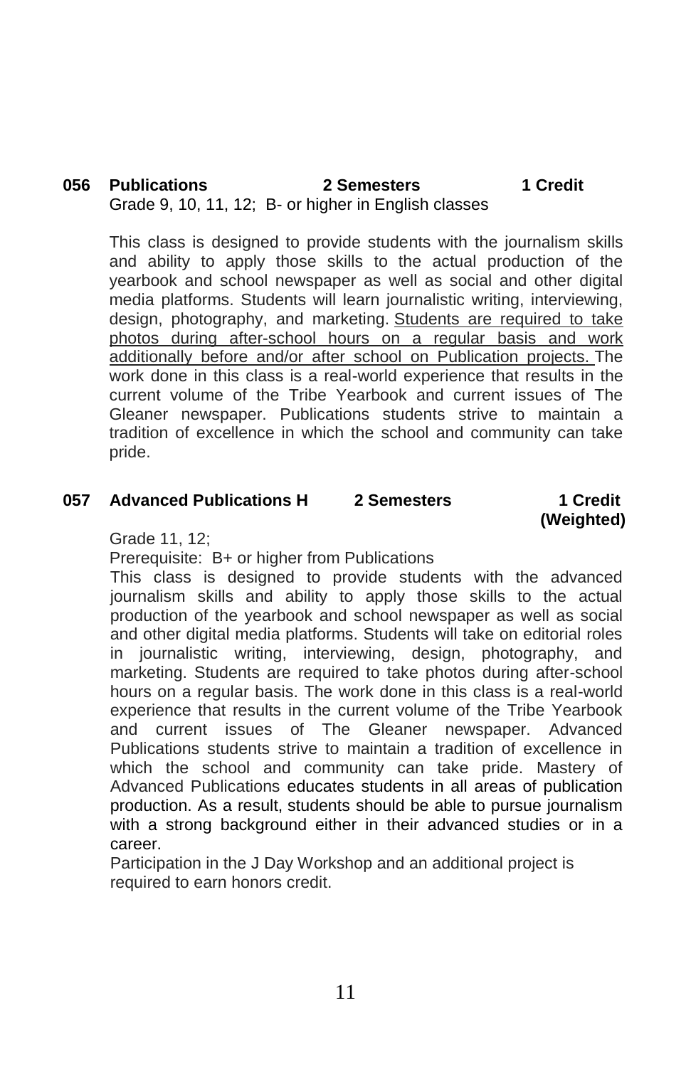**056 Publications 2 Semesters 1 Credit**

Grade 9, 10, 11, 12; B- or higher in English classes

This class is designed to provide students with the journalism skills and ability to apply those skills to the actual production of the yearbook and school newspaper as well as social and other digital media platforms. Students will learn journalistic writing, interviewing, design, photography, and marketing. <u>Students are required to take photos during after-school hours on a regular basis and work additionally before and/or after school on Publication projects.</u> The work done in this class is a real-world experience that results in the current volume of the Tribe Yearbook and current issues of The Gleaner newspaper. Publications students strive to maintain a tradition of excellence in which the school and community can take pride.

**057 Advanced Publications H 2 Semesters 1 Credit (Weighted)**

Grade 11, 12;

Prerequisite: B+ or higher from Publications

This class is designed to provide students with the advanced journalism skills and ability to apply those skills to the actual production of the yearbook and school newspaper as well as social and other digital media platforms. Students will take on editorial roles in journalistic writing, interviewing, design, photography, and marketing. Students are required to take photos during after-school hours on a regular basis. The work done in this class is a real-world experience that results in the current volume of the Tribe Yearbook and current issues of The Gleaner newspaper. Advanced Publications students strive to maintain a tradition of excellence in which the school and community can take pride. Mastery of Advanced Publications educates students in all areas of publication production. As a result, students should be able to pursue journalism with a strong background either in their advanced studies or in a career.

Participation in the J Day Workshop and an additional project is required to earn honors credit.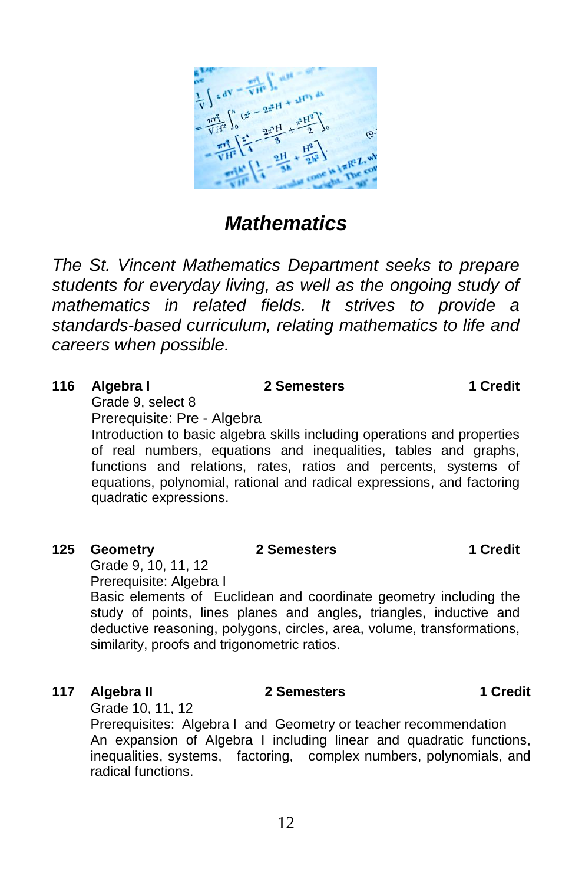# *Mathematics*

*The St. Vincent Mathematics Department seeks to prepare students for everyday living, as well as the ongoing study of mathematics in related fields. It strives to provide a standards-based curriculum, relating mathematics to life and careers when possible.*

**116 Algebra I — 2 Semesters — 1 Credit**

Grade 9, select 8

Prerequisite: Pre - Algebra

Introduction to basic algebra skills including operations and properties of real numbers, equations and inequalities, tables and graphs, functions and relations, rates, ratios and percents, systems of equations, polynomial, rational and radical expressions, and factoring quadratic expressions.

**125 Geometry — 2 Semesters — 1 Credit**

Grade 9, 10, 11, 12

Prerequisite: Algebra I

Basic elements of Euclidean and coordinate geometry including the study of points, lines planes and angles, triangles, inductive and deductive reasoning, polygons, circles, area, volume, transformations, similarity, proofs and trigonometric ratios.

**117 Algebra II — 2 Semesters — 1 Credit**

Grade 10, 11, 12

Prerequisites: Algebra I and Geometry or teacher recommendation

An expansion of Algebra I including linear and quadratic functions, inequalities, systems, factoring, complex numbers, polynomials, and radical functions.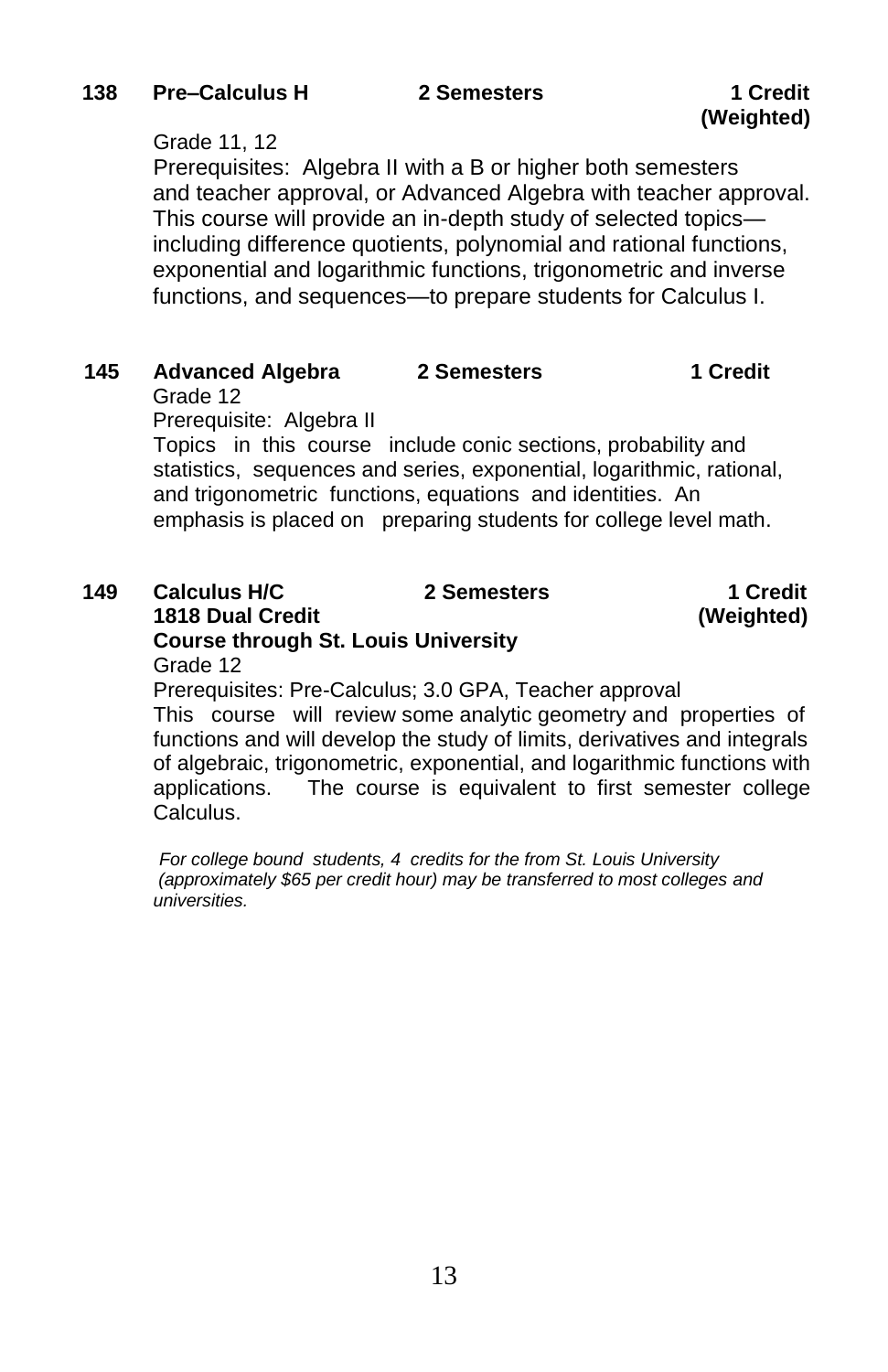**138 Pre–Calculus H — 2 Semesters — 1 Credit (Weighted)**

Grade 11, 12

Prerequisites: Algebra II with a B or higher both semesters and teacher approval, or Advanced Algebra with teacher approval. This course will provide an in-depth study of selected topics—including difference quotients, polynomial and rational functions, exponential and logarithmic functions, trigonometric and inverse functions, and sequences—to prepare students for Calculus I.

**145 Advanced Algebra — 2 Semesters — 1 Credit**

Grade 12

Prerequisite: Algebra II

Topics in this course include conic sections, probability and statistics, sequences and series, exponential, logarithmic, rational, and trigonometric functions, equations and identities. An emphasis is placed on preparing students for college level math.

**149 Calculus H/C — 2 Semesters — 1 Credit (Weighted)**
**1818 Dual Credit**
**Course through St. Louis University**

Grade 12

Prerequisites: Pre-Calculus; 3.0 GPA, Teacher approval

This course will review some analytic geometry and properties of functions and will develop the study of limits, derivatives and integrals of algebraic, trigonometric, exponential, and logarithmic functions with applications. The course is equivalent to first semester college Calculus.

*For college bound students, 4 credits for the from St. Louis University (approximately $65 per credit hour) may be transferred to most colleges and universities.*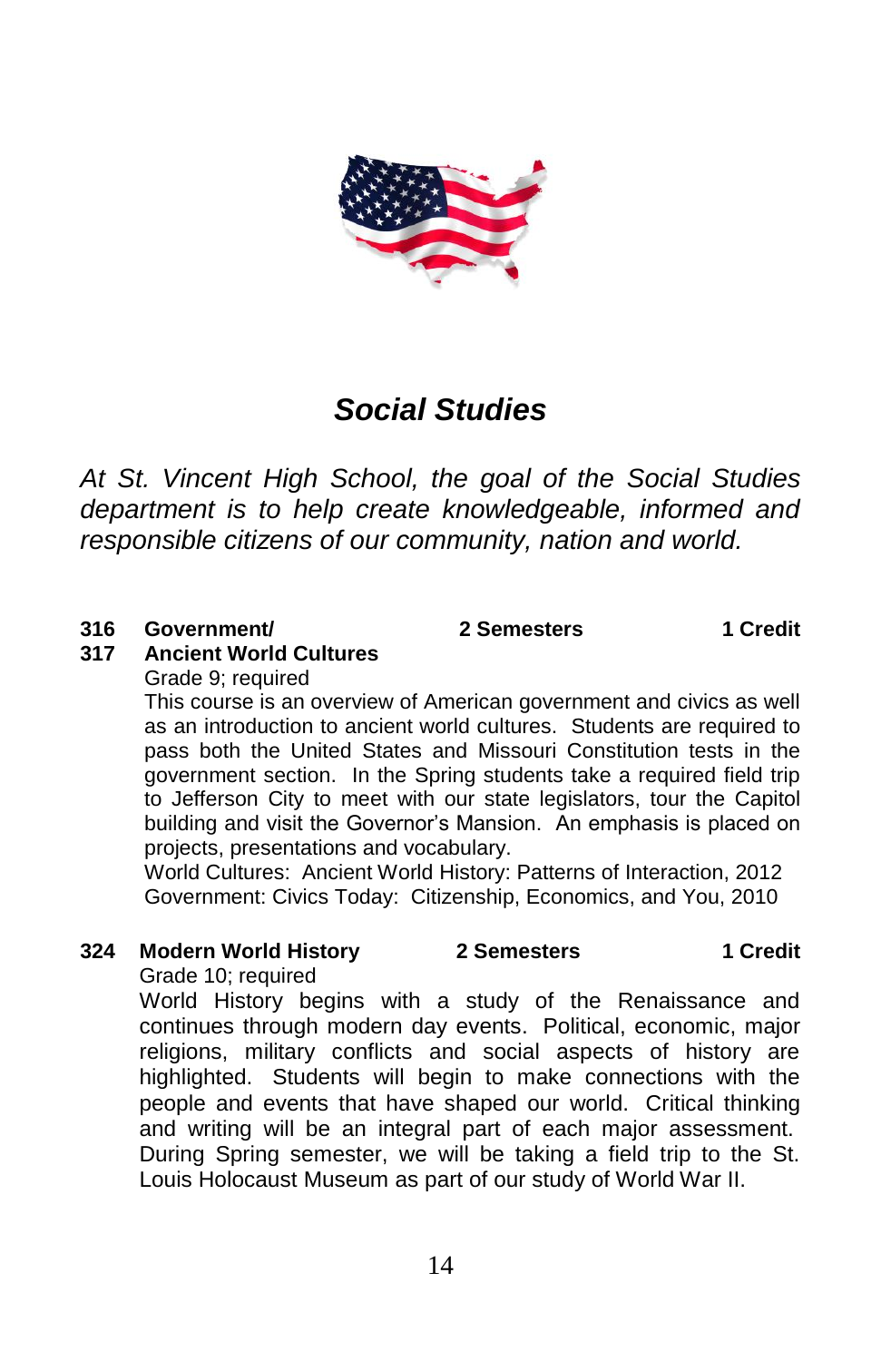# *Social Studies*

*At St. Vincent High School, the goal of the Social Studies department is to help create knowledgeable, informed and responsible citizens of our community, nation and world.*

**316 Government/ 2 Semesters 1 Credit**
**317 Ancient World Cultures**

Grade 9; required

This course is an overview of American government and civics as well as an introduction to ancient world cultures. Students are required to pass both the United States and Missouri Constitution tests in the government section. In the Spring students take a required field trip to Jefferson City to meet with our state legislators, tour the Capitol building and visit the Governor's Mansion. An emphasis is placed on projects, presentations and vocabulary.

World Cultures: Ancient World History: Patterns of Interaction, 2012
Government: Civics Today: Citizenship, Economics, and You, 2010

**324 Modern World History 2 Semesters 1 Credit**

Grade 10; required

World History begins with a study of the Renaissance and continues through modern day events. Political, economic, major religions, military conflicts and social aspects of history are highlighted. Students will begin to make connections with the people and events that have shaped our world. Critical thinking and writing will be an integral part of each major assessment. During Spring semester, we will be taking a field trip to the St. Louis Holocaust Museum as part of our study of World War II.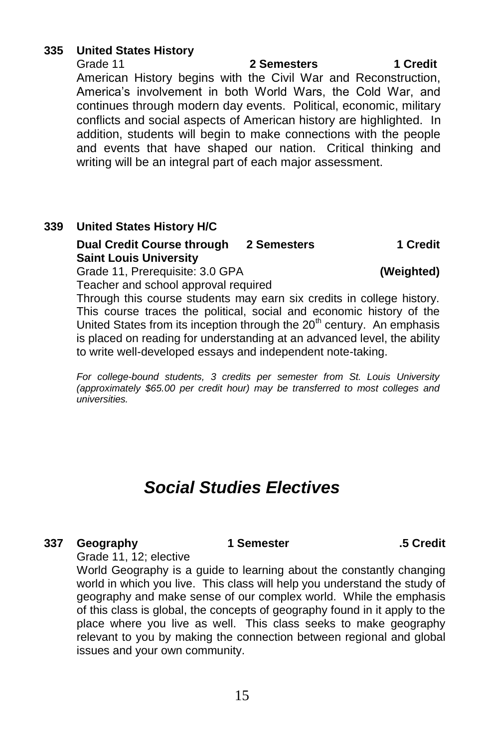**335 United States History**

Grade 11 **2 Semesters** **1 Credit**

American History begins with the Civil War and Reconstruction, America's involvement in both World Wars, the Cold War, and continues through modern day events. Political, economic, military conflicts and social aspects of American history are highlighted. In addition, students will begin to make connections with the people and events that have shaped our nation. Critical thinking and writing will be an integral part of each major assessment.

**339 United States History H/C**

**Dual Credit Course through Saint Louis University** **2 Semesters** **1 Credit**

Grade 11, Prerequisite: 3.0 GPA **(Weighted)**

Teacher and school approval required

Through this course students may earn six credits in college history. This course traces the political, social and economic history of the United States from its inception through the 20th century. An emphasis is placed on reading for understanding at an advanced level, the ability to write well-developed essays and independent note-taking.

*For college-bound students, 3 credits per semester from St. Louis University (approximately $65.00 per credit hour) may be transferred to most colleges and universities.*

# *Social Studies Electives*

**337 Geography** **1 Semester** **.5 Credit**

Grade 11, 12; elective

World Geography is a guide to learning about the constantly changing world in which you live. This class will help you understand the study of geography and make sense of our complex world. While the emphasis of this class is global, the concepts of geography found in it apply to the place where you live as well. This class seeks to make geography relevant to you by making the connection between regional and global issues and your own community.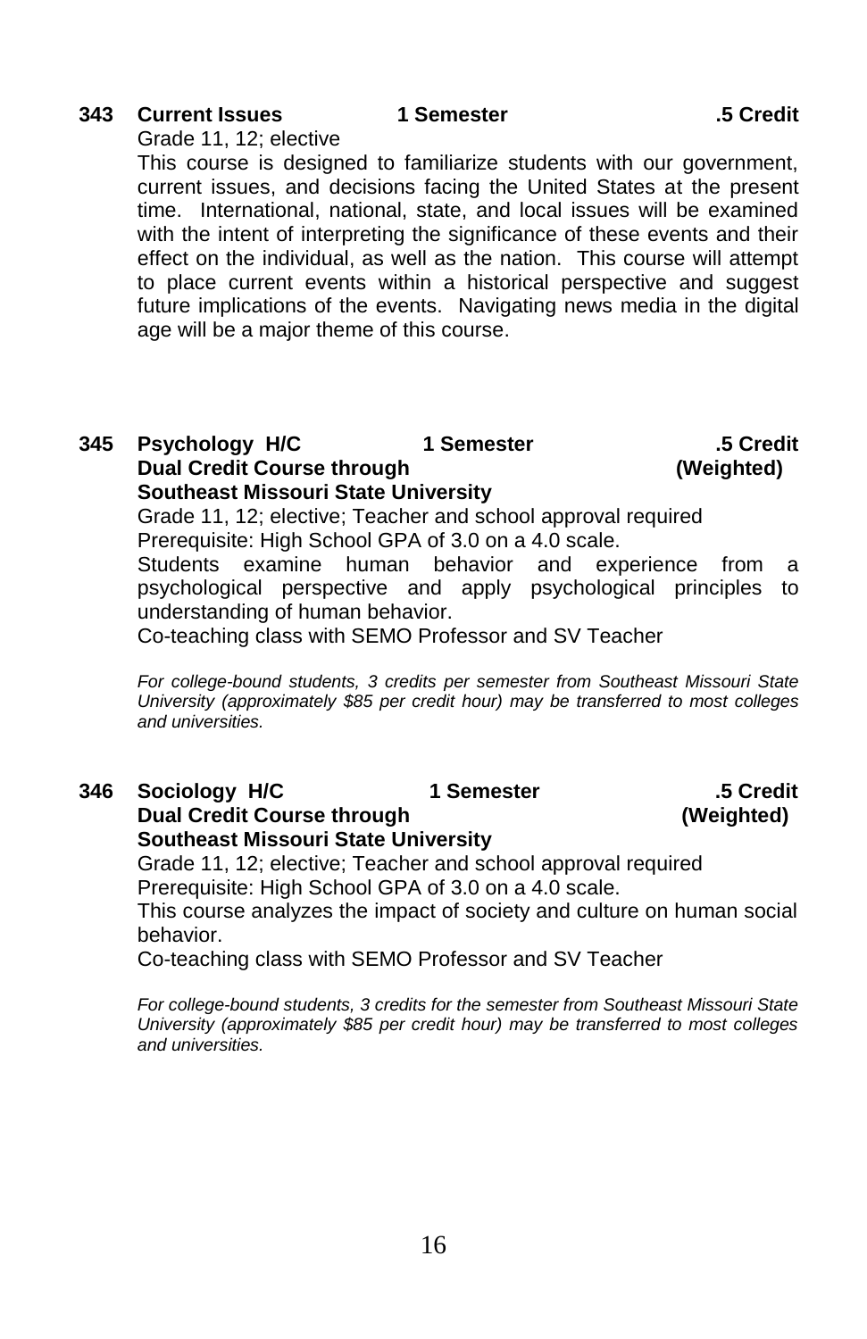**343 Current Issues 1 Semester .5 Credit**

Grade 11, 12; elective

This course is designed to familiarize students with our government, current issues, and decisions facing the United States at the present time. International, national, state, and local issues will be examined with the intent of interpreting the significance of these events and their effect on the individual, as well as the nation. This course will attempt to place current events within a historical perspective and suggest future implications of the events. Navigating news media in the digital age will be a major theme of this course.

**345 Psychology H/C 1 Semester .5 Credit**
**Dual Credit Course through (Weighted)**
**Southeast Missouri State University**

Grade 11, 12; elective; Teacher and school approval required

Prerequisite: High School GPA of 3.0 on a 4.0 scale.

Students examine human behavior and experience from a psychological perspective and apply psychological principles to understanding of human behavior.

Co-teaching class with SEMO Professor and SV Teacher

*For college-bound students, 3 credits per semester from Southeast Missouri State University (approximately $85 per credit hour) may be transferred to most colleges and universities.*

**346 Sociology H/C 1 Semester .5 Credit**
**Dual Credit Course through (Weighted)**
**Southeast Missouri State University**

Grade 11, 12; elective; Teacher and school approval required

Prerequisite: High School GPA of 3.0 on a 4.0 scale.

This course analyzes the impact of society and culture on human social behavior.

Co-teaching class with SEMO Professor and SV Teacher

*For college-bound students, 3 credits for the semester from Southeast Missouri State University (approximately $85 per credit hour) may be transferred to most colleges and universities.*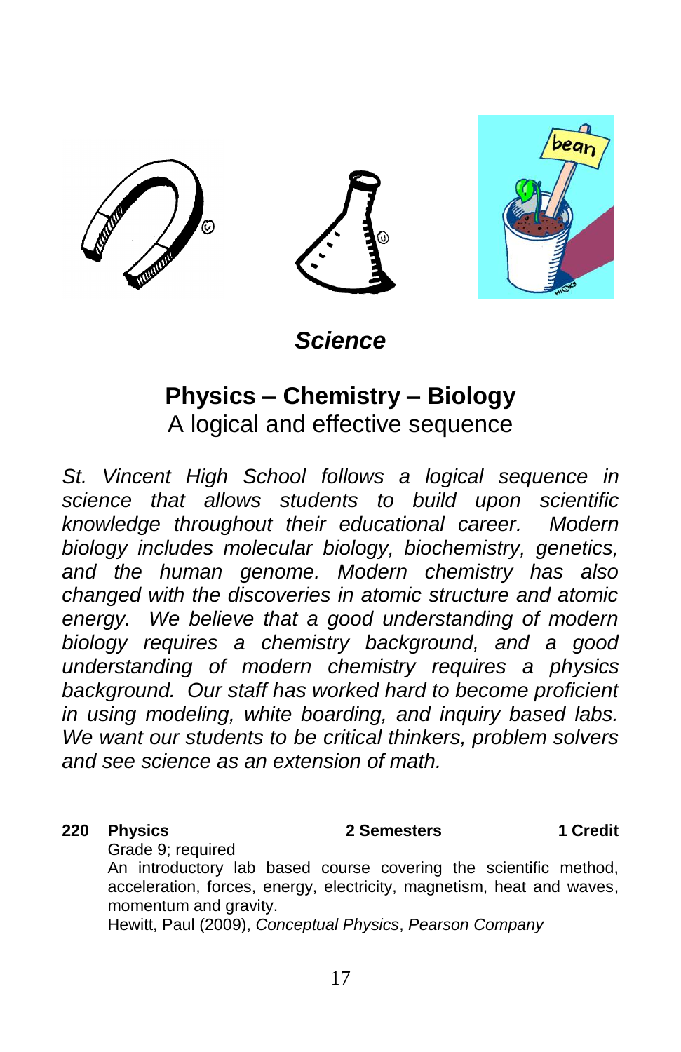## *Science*

### Physics – Chemistry – Biology
A logical and effective sequence

*St. Vincent High School follows a logical sequence in science that allows students to build upon scientific knowledge throughout their educational career. Modern biology includes molecular biology, biochemistry, genetics, and the human genome. Modern chemistry has also changed with the discoveries in atomic structure and atomic energy. We believe that a good understanding of modern biology requires a chemistry background, and a good understanding of modern chemistry requires a physics background. Our staff has worked hard to become proficient in using modeling, white boarding, and inquiry based labs. We want our students to be critical thinkers, problem solvers and see science as an extension of math.*

**220 Physics** **2 Semesters** **1 Credit**

Grade 9; required
An introductory lab based course covering the scientific method, acceleration, forces, energy, electricity, magnetism, heat and waves, momentum and gravity.
Hewitt, Paul (2009), *Conceptual Physics*, *Pearson Company*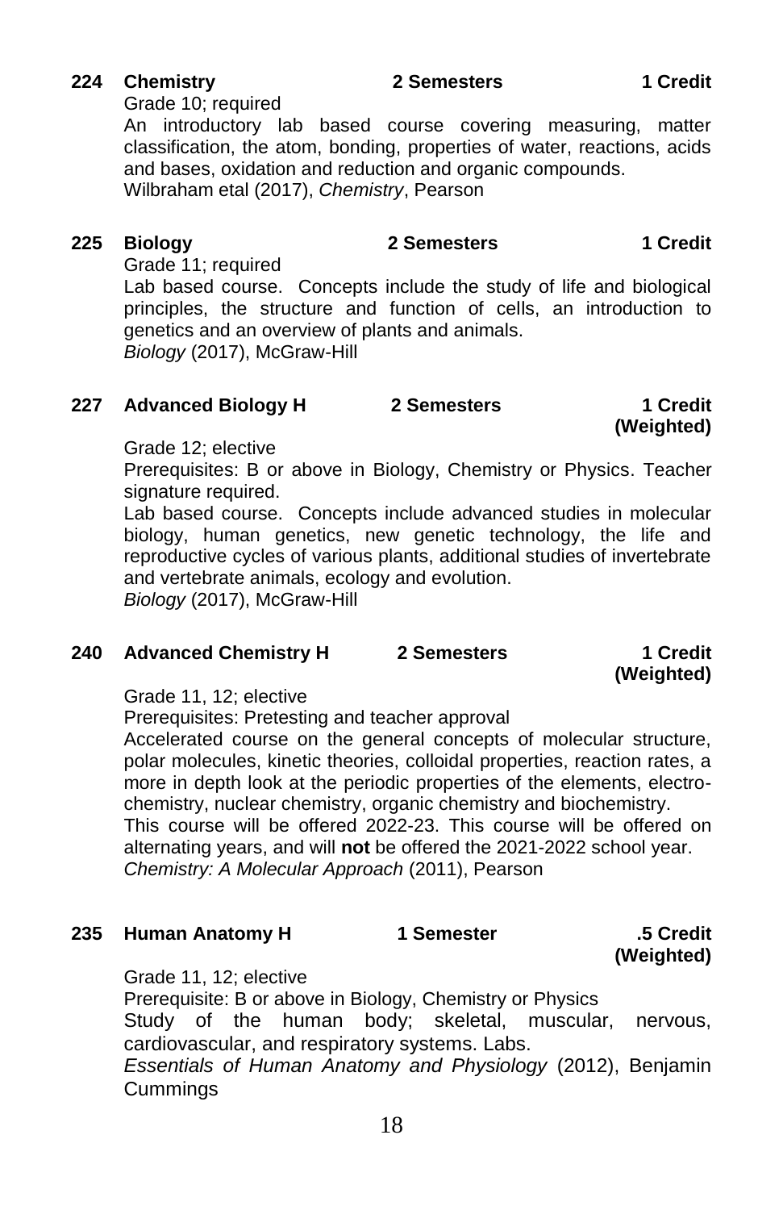**224 Chemistry** **2 Semesters** **1 Credit**

Grade 10; required

An introductory lab based course covering measuring, matter classification, the atom, bonding, properties of water, reactions, acids and bases, oxidation and reduction and organic compounds.

Wilbraham etal (2017), *Chemistry*, Pearson

**225 Biology** **2 Semesters** **1 Credit**

Grade 11; required

Lab based course. Concepts include the study of life and biological principles, the structure and function of cells, an introduction to genetics and an overview of plants and animals.

*Biology* (2017), McGraw-Hill

**227 Advanced Biology H** **2 Semesters** **1 Credit (Weighted)**

Grade 12; elective

Prerequisites: B or above in Biology, Chemistry or Physics. Teacher signature required.

Lab based course. Concepts include advanced studies in molecular biology, human genetics, new genetic technology, the life and reproductive cycles of various plants, additional studies of invertebrate and vertebrate animals, ecology and evolution.

*Biology* (2017), McGraw-Hill

**240 Advanced Chemistry H** **2 Semesters** **1 Credit (Weighted)**

Grade 11, 12; elective

Prerequisites: Pretesting and teacher approval

Accelerated course on the general concepts of molecular structure, polar molecules, kinetic theories, colloidal properties, reaction rates, a more in depth look at the periodic properties of the elements, electro-chemistry, nuclear chemistry, organic chemistry and biochemistry.

This course will be offered 2022-23. This course will be offered on alternating years, and will **not** be offered the 2021-2022 school year.

*Chemistry: A Molecular Approach* (2011), Pearson

**235 Human Anatomy H** **1 Semester** **.5 Credit (Weighted)**

Grade 11, 12; elective

Prerequisite: B or above in Biology, Chemistry or Physics

Study of the human body; skeletal, muscular, nervous, cardiovascular, and respiratory systems. Labs.

*Essentials of Human Anatomy and Physiology* (2012), Benjamin Cummings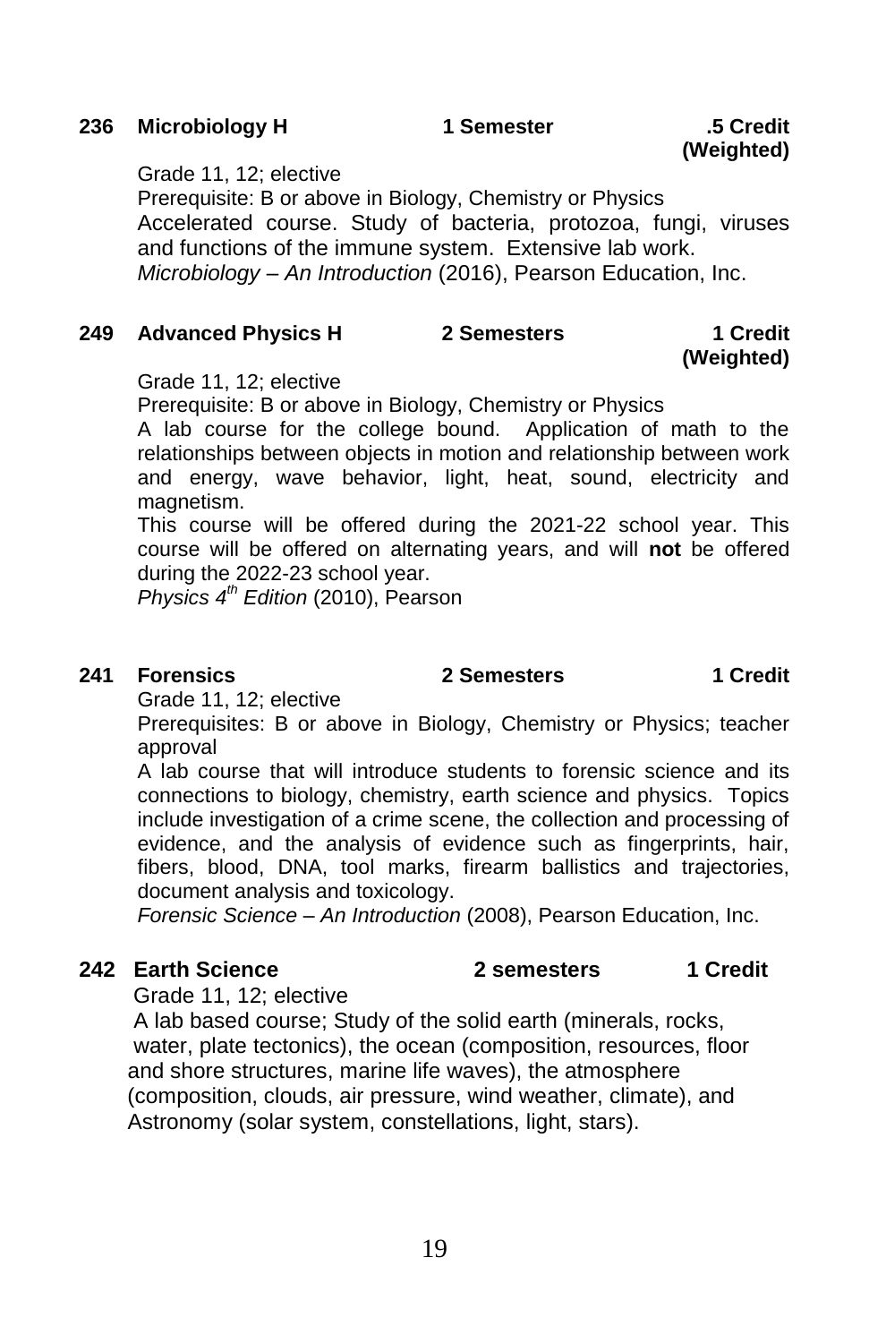**236 Microbiology H** | **1 Semester** | **.5 Credit (Weighted)**

Grade 11, 12; elective
Prerequisite: B or above in Biology, Chemistry or Physics
Accelerated course. Study of bacteria, protozoa, fungi, viruses and functions of the immune system. Extensive lab work.
*Microbiology – An Introduction* (2016), Pearson Education, Inc.

**249 Advanced Physics H** | **2 Semesters** | **1 Credit (Weighted)**

Grade 11, 12; elective
Prerequisite: B or above in Biology, Chemistry or Physics
A lab course for the college bound. Application of math to the relationships between objects in motion and relationship between work and energy, wave behavior, light, heat, sound, electricity and magnetism.
This course will be offered during the 2021-22 school year. This course will be offered on alternating years, and will **not** be offered during the 2022-23 school year.
*Physics 4th Edition* (2010), Pearson

**241 Forensics** | **2 Semesters** | **1 Credit**

Grade 11, 12; elective
Prerequisites: B or above in Biology, Chemistry or Physics; teacher approval
A lab course that will introduce students to forensic science and its connections to biology, chemistry, earth science and physics. Topics include investigation of a crime scene, the collection and processing of evidence, and the analysis of evidence such as fingerprints, hair, fibers, blood, DNA, tool marks, firearm ballistics and trajectories, document analysis and toxicology.
*Forensic Science – An Introduction* (2008), Pearson Education, Inc.

**242 Earth Science** | **2 semesters** | **1 Credit**

Grade 11, 12; elective
A lab based course; Study of the solid earth (minerals, rocks, water, plate tectonics), the ocean (composition, resources, floor and shore structures, marine life waves), the atmosphere (composition, clouds, air pressure, wind weather, climate), and Astronomy (solar system, constellations, light, stars).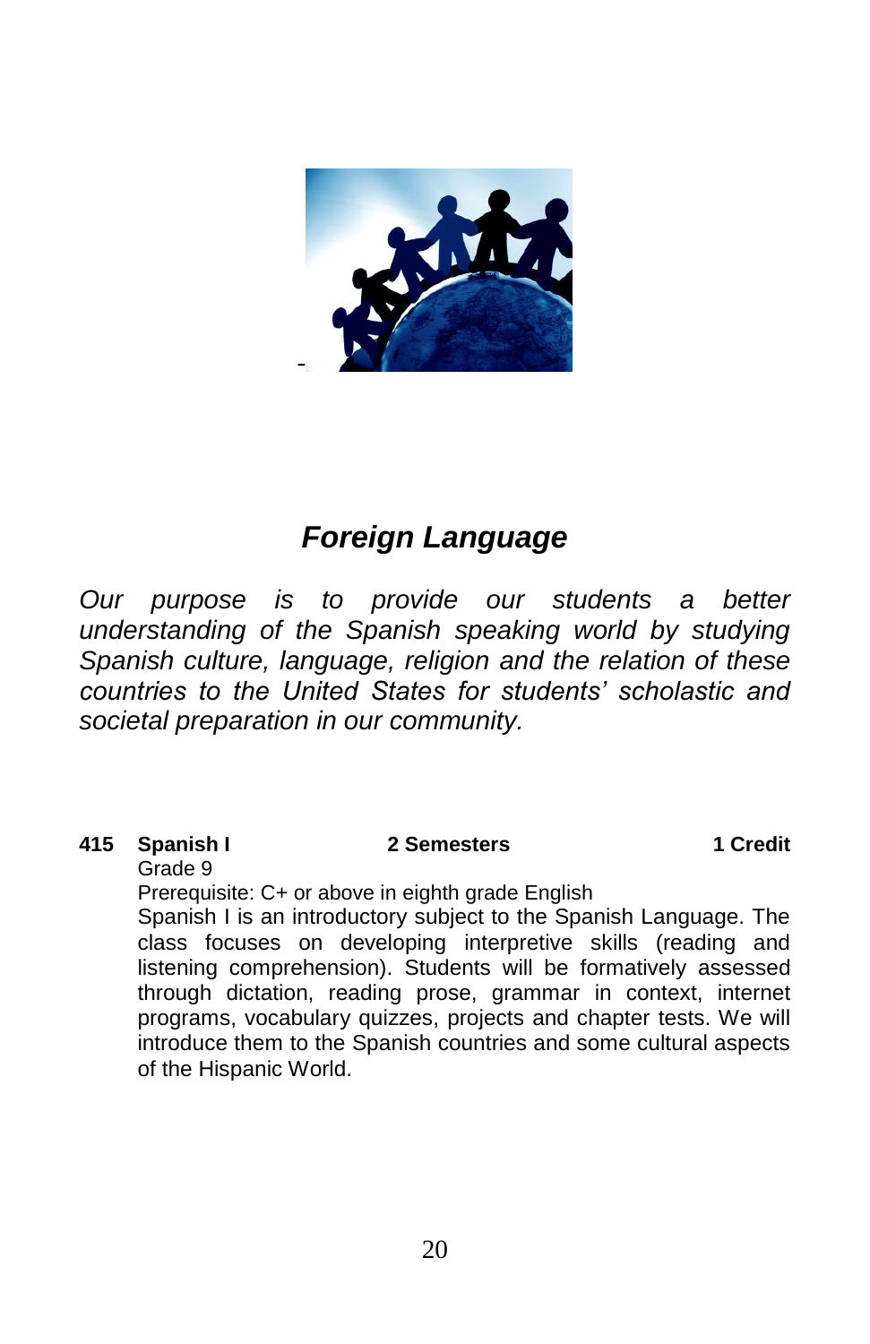# *Foreign Language*

*Our purpose is to provide our students a better understanding of the Spanish speaking world by studying Spanish culture, language, religion and the relation of these countries to the United States for students' scholastic and societal preparation in our community.*

**415 Spanish I** **2 Semesters** **1 Credit**

Grade 9

Prerequisite: C+ or above in eighth grade English

Spanish I is an introductory subject to the Spanish Language. The class focuses on developing interpretive skills (reading and listening comprehension). Students will be formatively assessed through dictation, reading prose, grammar in context, internet programs, vocabulary quizzes, projects and chapter tests. We will introduce them to the Spanish countries and some cultural aspects of the Hispanic World.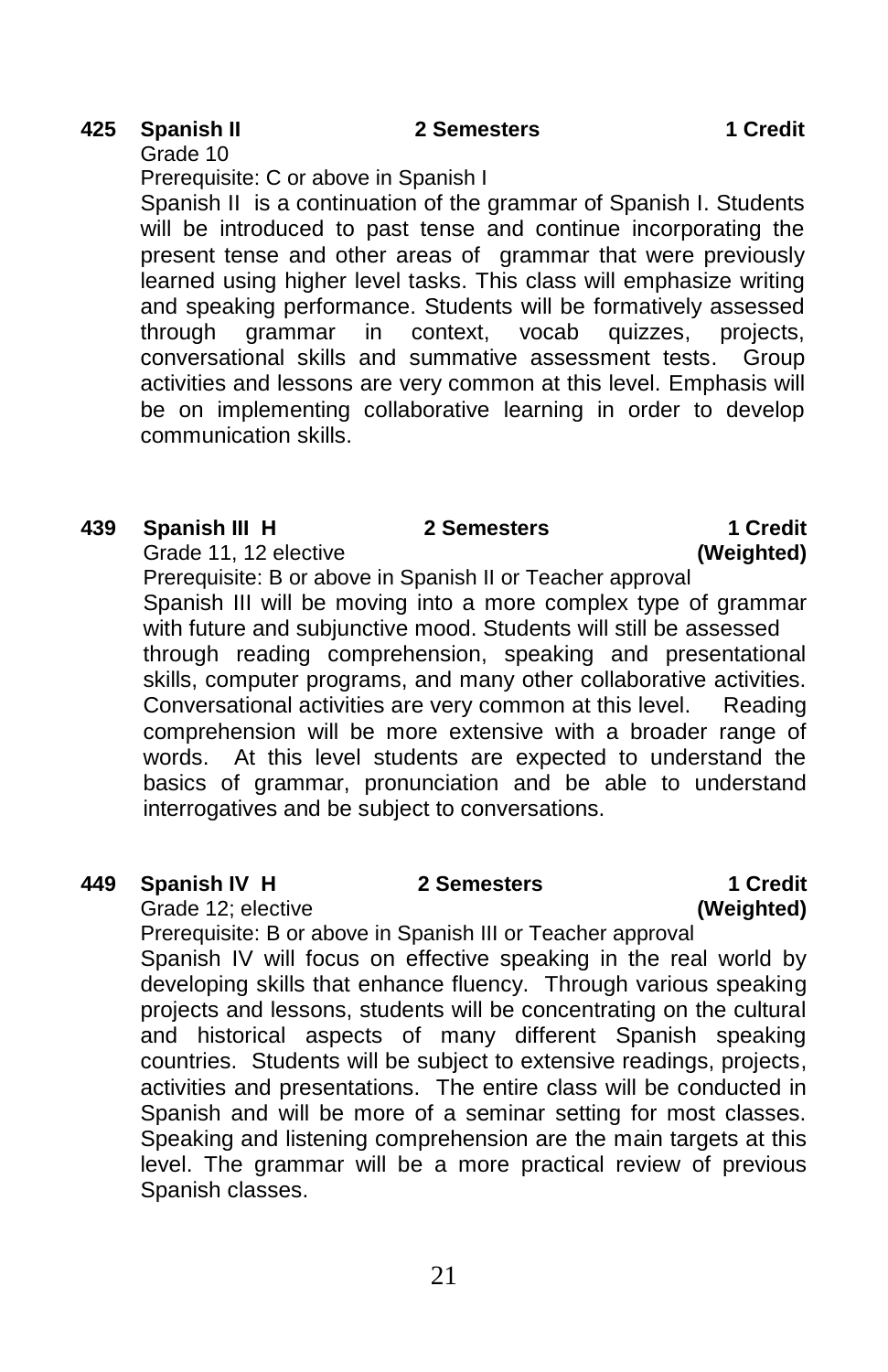**425 Spanish II** **2 Semesters** **1 Credit**

Grade 10

Prerequisite: C or above in Spanish I

Spanish II is a continuation of the grammar of Spanish I. Students will be introduced to past tense and continue incorporating the present tense and other areas of grammar that were previously learned using higher level tasks. This class will emphasize writing and speaking performance. Students will be formatively assessed through grammar in context, vocab quizzes, projects, conversational skills and summative assessment tests. Group activities and lessons are very common at this level. Emphasis will be on implementing collaborative learning in order to develop communication skills.

**439 Spanish III H** **2 Semesters** **1 Credit (Weighted)**

Grade 11, 12 elective

Prerequisite: B or above in Spanish II or Teacher approval

Spanish III will be moving into a more complex type of grammar with future and subjunctive mood. Students will still be assessed through reading comprehension, speaking and presentational skills, computer programs, and many other collaborative activities. Conversational activities are very common at this level. Reading comprehension will be more extensive with a broader range of words. At this level students are expected to understand the basics of grammar, pronunciation and be able to understand interrogatives and be subject to conversations.

**449 Spanish IV H** **2 Semesters** **1 Credit (Weighted)**

Grade 12; elective

Prerequisite: B or above in Spanish III or Teacher approval

Spanish IV will focus on effective speaking in the real world by developing skills that enhance fluency. Through various speaking projects and lessons, students will be concentrating on the cultural and historical aspects of many different Spanish speaking countries. Students will be subject to extensive readings, projects, activities and presentations. The entire class will be conducted in Spanish and will be more of a seminar setting for most classes. Speaking and listening comprehension are the main targets at this level. The grammar will be a more practical review of previous Spanish classes.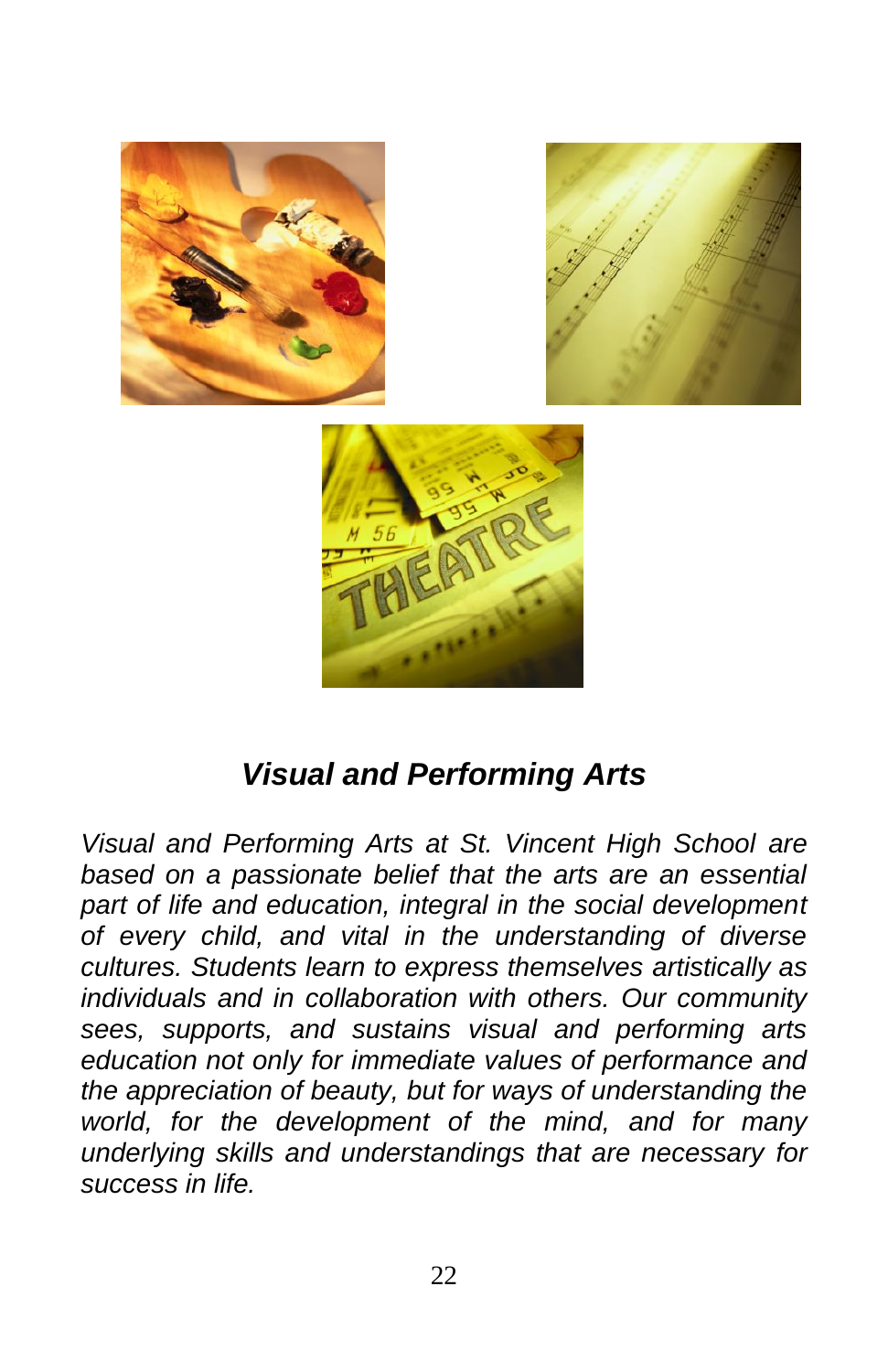## *Visual and Performing Arts*

*Visual and Performing Arts at St. Vincent High School are based on a passionate belief that the arts are an essential part of life and education, integral in the social development of every child, and vital in the understanding of diverse cultures. Students learn to express themselves artistically as individuals and in collaboration with others. Our community sees, supports, and sustains visual and performing arts education not only for immediate values of performance and the appreciation of beauty, but for ways of understanding the world, for the development of the mind, and for many underlying skills and understandings that are necessary for success in life.*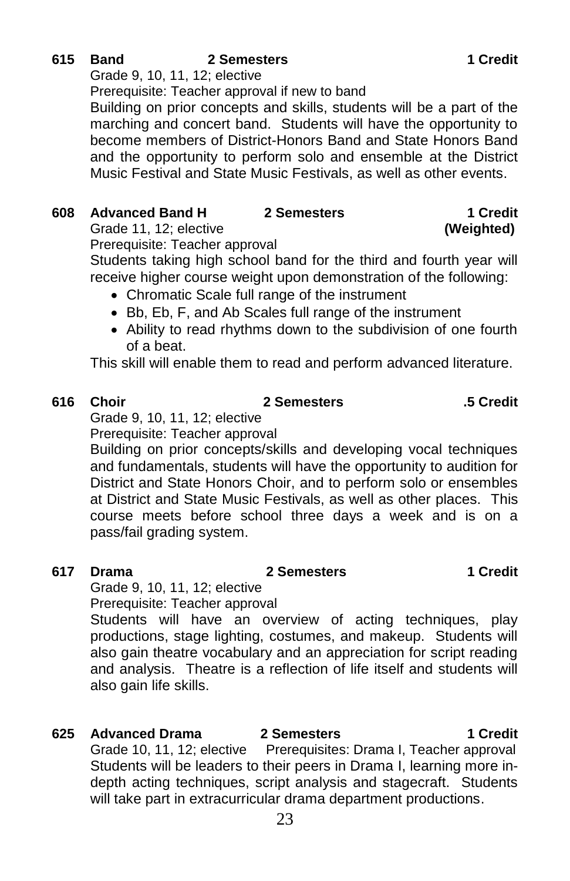**615 Band 2 Semesters 1 Credit**

Grade 9, 10, 11, 12; elective

Prerequisite: Teacher approval if new to band

Building on prior concepts and skills, students will be a part of the marching and concert band. Students will have the opportunity to become members of District-Honors Band and State Honors Band and the opportunity to perform solo and ensemble at the District Music Festival and State Music Festivals, as well as other events.

**608 Advanced Band H 2 Semesters 1 Credit (Weighted)**

Grade 11, 12; elective

Prerequisite: Teacher approval

Students taking high school band for the third and fourth year will receive higher course weight upon demonstration of the following:

- Chromatic Scale full range of the instrument
- Bb, Eb, F, and Ab Scales full range of the instrument
- Ability to read rhythms down to the subdivision of one fourth of a beat.

This skill will enable them to read and perform advanced literature.

**616 Choir 2 Semesters .5 Credit**

Grade 9, 10, 11, 12; elective

Prerequisite: Teacher approval

Building on prior concepts/skills and developing vocal techniques and fundamentals, students will have the opportunity to audition for District and State Honors Choir, and to perform solo or ensembles at District and State Music Festivals, as well as other places. This course meets before school three days a week and is on a pass/fail grading system.

**617 Drama 2 Semesters 1 Credit**

Grade 9, 10, 11, 12; elective

Prerequisite: Teacher approval

Students will have an overview of acting techniques, play productions, stage lighting, costumes, and makeup. Students will also gain theatre vocabulary and an appreciation for script reading and analysis. Theatre is a reflection of life itself and students will also gain life skills.

**625 Advanced Drama 2 Semesters 1 Credit**

Grade 10, 11, 12; elective Prerequisites: Drama I, Teacher approval

Students will be leaders to their peers in Drama I, learning more in-depth acting techniques, script analysis and stagecraft. Students will take part in extracurricular drama department productions.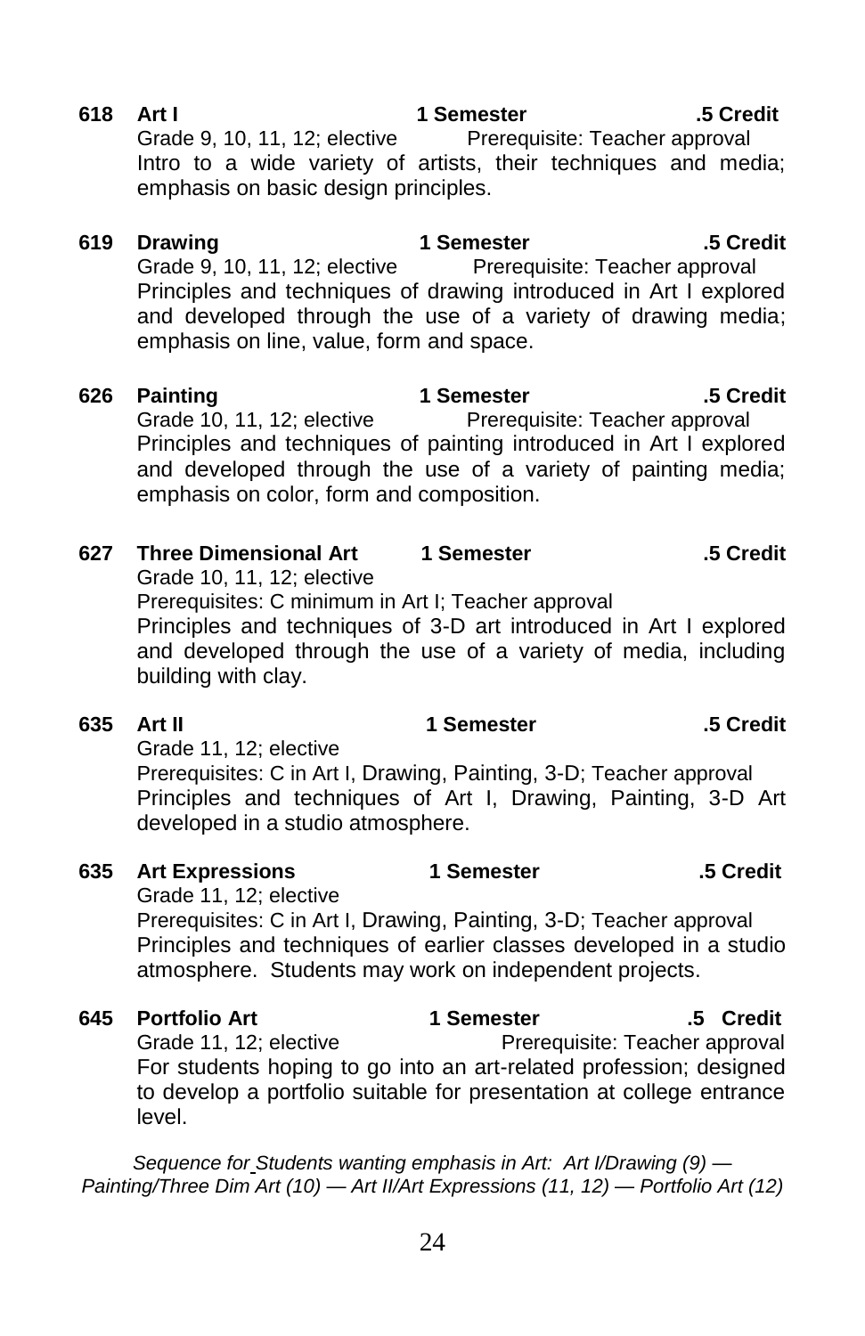**618 Art I** **1 Semester** **.5 Credit**
Grade 9, 10, 11, 12; elective Prerequisite: Teacher approval
Intro to a wide variety of artists, their techniques and media; emphasis on basic design principles.

**619 Drawing** **1 Semester** **.5 Credit**
Grade 9, 10, 11, 12; elective Prerequisite: Teacher approval
Principles and techniques of drawing introduced in Art I explored and developed through the use of a variety of drawing media; emphasis on line, value, form and space.

**626 Painting** **1 Semester** **.5 Credit**
Grade 10, 11, 12; elective Prerequisite: Teacher approval
Principles and techniques of painting introduced in Art I explored and developed through the use of a variety of painting media; emphasis on color, form and composition.

**627 Three Dimensional Art** **1 Semester** **.5 Credit**
Grade 10, 11, 12; elective
Prerequisites: C minimum in Art I; Teacher approval
Principles and techniques of 3-D art introduced in Art I explored and developed through the use of a variety of media, including building with clay.

**635 Art II** **1 Semester** **.5 Credit**
Grade 11, 12; elective
Prerequisites: C in Art I, Drawing, Painting, 3-D; Teacher approval
Principles and techniques of Art I, Drawing, Painting, 3-D Art developed in a studio atmosphere.

**635 Art Expressions** **1 Semester** **.5 Credit**
Grade 11, 12; elective
Prerequisites: C in Art I, Drawing, Painting, 3-D; Teacher approval
Principles and techniques of earlier classes developed in a studio atmosphere. Students may work on independent projects.

**645 Portfolio Art** **1 Semester** **.5 Credit**
Grade 11, 12; elective Prerequisite: Teacher approval
For students hoping to go into an art-related profession; designed to develop a portfolio suitable for presentation at college entrance level.

*Sequence for Students wanting emphasis in Art: Art I/Drawing (9) — Painting/Three Dim Art (10) — Art II/Art Expressions (11, 12) — Portfolio Art (12)*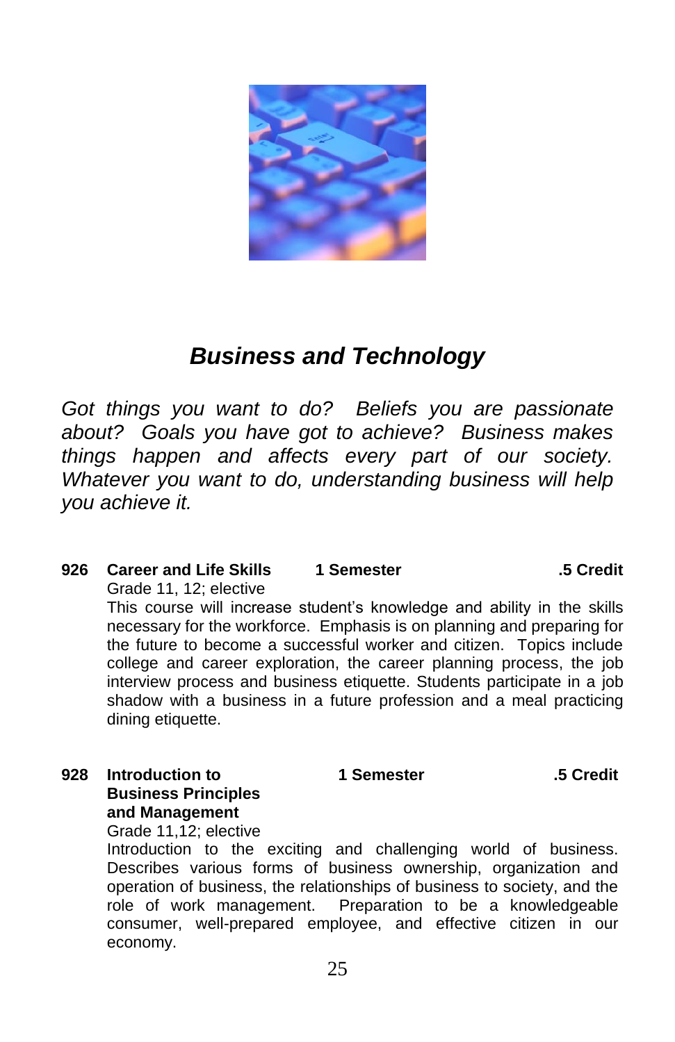## *Business and Technology*

*Got things you want to do? Beliefs you are passionate about? Goals you have got to achieve? Business makes things happen and affects every part of our society. Whatever you want to do, understanding business will help you achieve it.*

**926 Career and Life Skills 1 Semester .5 Credit**

Grade 11, 12; elective

This course will increase student's knowledge and ability in the skills necessary for the workforce. Emphasis is on planning and preparing for the future to become a successful worker and citizen. Topics include college and career exploration, the career planning process, the job interview process and business etiquette. Students participate in a job shadow with a business in a future profession and a meal practicing dining etiquette.

**928 Introduction to Business Principles and Management 1 Semester .5 Credit**

Grade 11,12; elective

Introduction to the exciting and challenging world of business. Describes various forms of business ownership, organization and operation of business, the relationships of business to society, and the role of work management. Preparation to be a knowledgeable consumer, well-prepared employee, and effective citizen in our economy.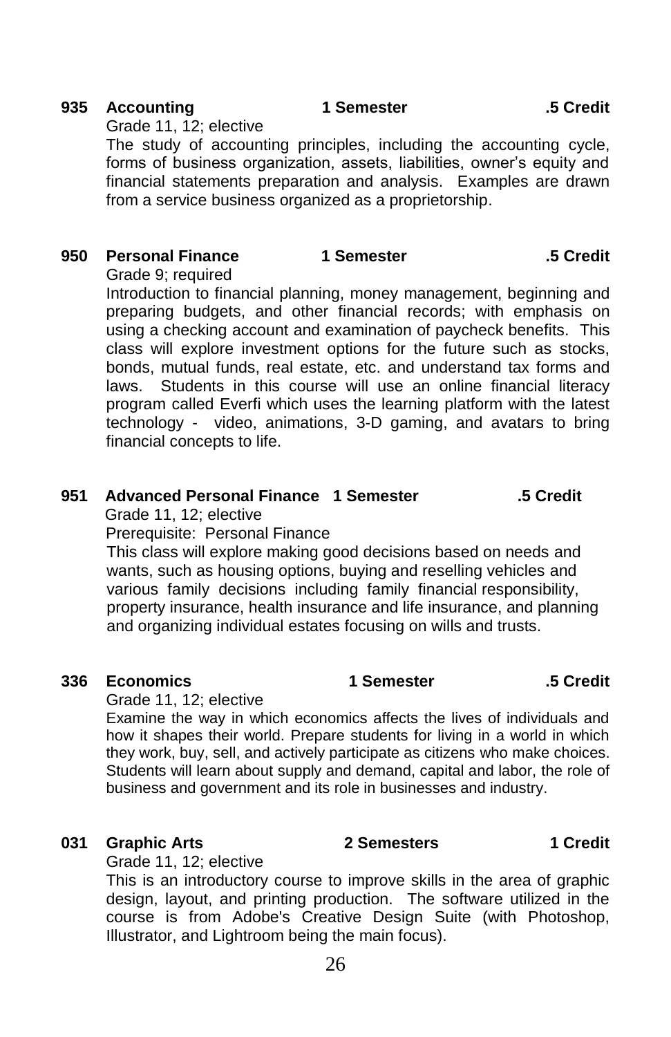**935 Accounting** **1 Semester** **.5 Credit**

Grade 11, 12; elective

The study of accounting principles, including the accounting cycle, forms of business organization, assets, liabilities, owner's equity and financial statements preparation and analysis. Examples are drawn from a service business organized as a proprietorship.

**950 Personal Finance** **1 Semester** **.5 Credit**

Grade 9; required

Introduction to financial planning, money management, beginning and preparing budgets, and other financial records; with emphasis on using a checking account and examination of paycheck benefits. This class will explore investment options for the future such as stocks, bonds, mutual funds, real estate, etc. and understand tax forms and laws. Students in this course will use an online financial literacy program called Everfi which uses the learning platform with the latest technology - video, animations, 3-D gaming, and avatars to bring financial concepts to life.

**951 Advanced Personal Finance** **1 Semester** **.5 Credit**

Grade 11, 12; elective

Prerequisite: Personal Finance

This class will explore making good decisions based on needs and wants, such as housing options, buying and reselling vehicles and various family decisions including family financial responsibility, property insurance, health insurance and life insurance, and planning and organizing individual estates focusing on wills and trusts.

**336 Economics** **1 Semester** **.5 Credit**

Grade 11, 12; elective

Examine the way in which economics affects the lives of individuals and how it shapes their world. Prepare students for living in a world in which they work, buy, sell, and actively participate as citizens who make choices. Students will learn about supply and demand, capital and labor, the role of business and government and its role in businesses and industry.

**031 Graphic Arts** **2 Semesters** **1 Credit**

Grade 11, 12; elective

This is an introductory course to improve skills in the area of graphic design, layout, and printing production. The software utilized in the course is from Adobe's Creative Design Suite (with Photoshop, Illustrator, and Lightroom being the main focus).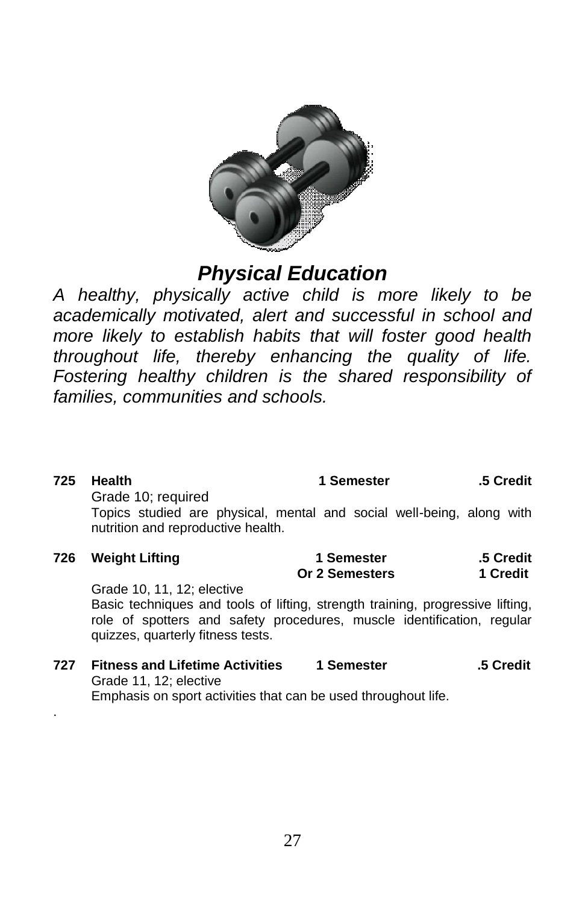## *Physical Education*

*A healthy, physically active child is more likely to be academically motivated, alert and successful in school and more likely to establish habits that will foster good health throughout life, thereby enhancing the quality of life. Fostering healthy children is the shared responsibility of families, communities and schools.*

**725 Health** — **1 Semester** — **.5 Credit**

Grade 10; required

Topics studied are physical, mental and social well-being, along with nutrition and reproductive health.

**726 Weight Lifting** — **1 Semester** — **.5 Credit**
**Or 2 Semesters** — **1 Credit**

Grade 10, 11, 12; elective

Basic techniques and tools of lifting, strength training, progressive lifting, role of spotters and safety procedures, muscle identification, regular quizzes, quarterly fitness tests.

**727 Fitness and Lifetime Activities** — **1 Semester** — **.5 Credit**

Grade 11, 12; elective

Emphasis on sport activities that can be used throughout life.

.